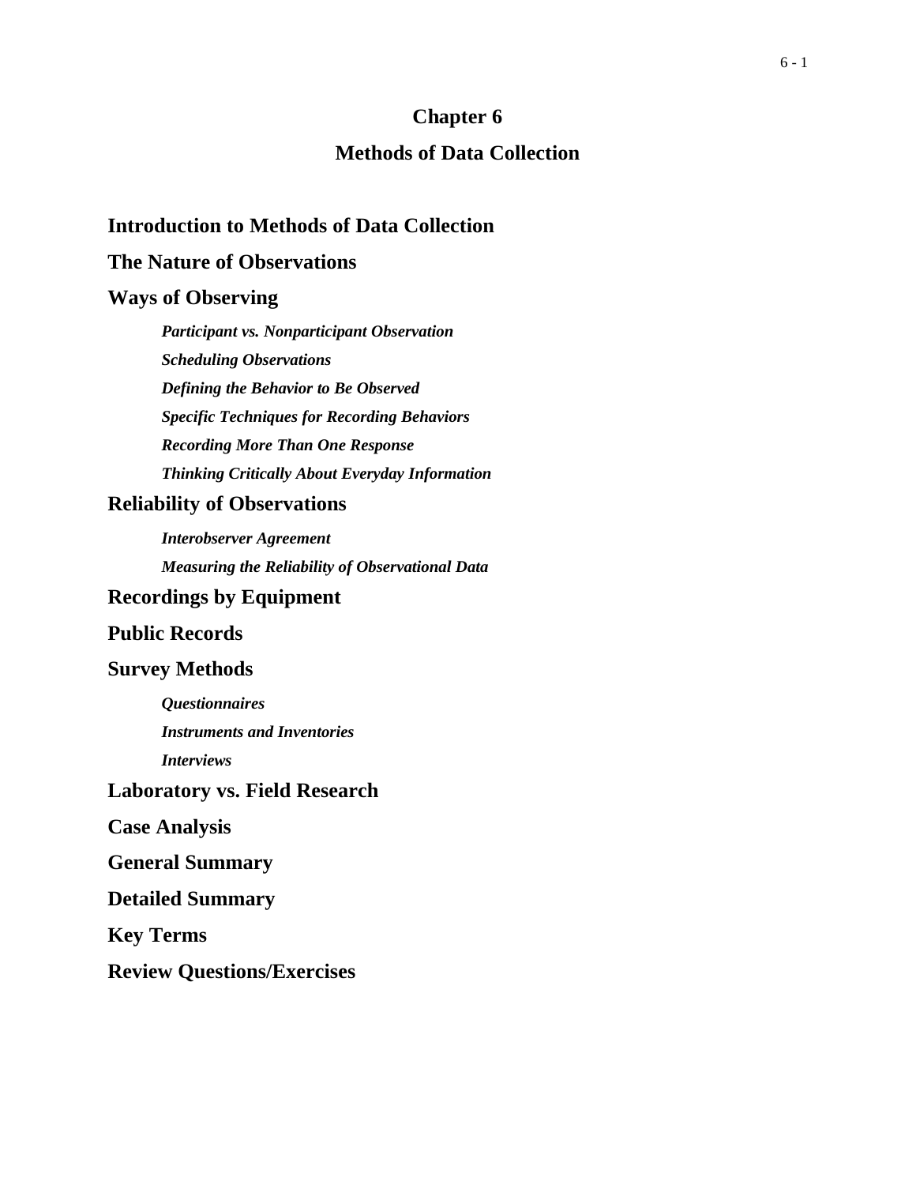# Chapter 6

# Methods of Data Collection

## Introduction to Methods of Data Collection

## The Nature of Observations

## Ways of Observing

***Participant vs. Nonparticipant Observation***

***Scheduling Observations***

***Defining the Behavior to Be Observed***

***Specific Techniques for Recording Behaviors***

***Recording More Than One Response***

***Thinking Critically About Everyday Information***

## Reliability of Observations

***Interobserver Agreement***

***Measuring the Reliability of Observational Data***

## Recordings by Equipment

## Public Records

## Survey Methods

***Questionnaires***

***Instruments and Inventories***

***Interviews***

## Laboratory vs. Field Research

## Case Analysis

## General Summary

## Detailed Summary

## Key Terms

## Review Questions/Exercises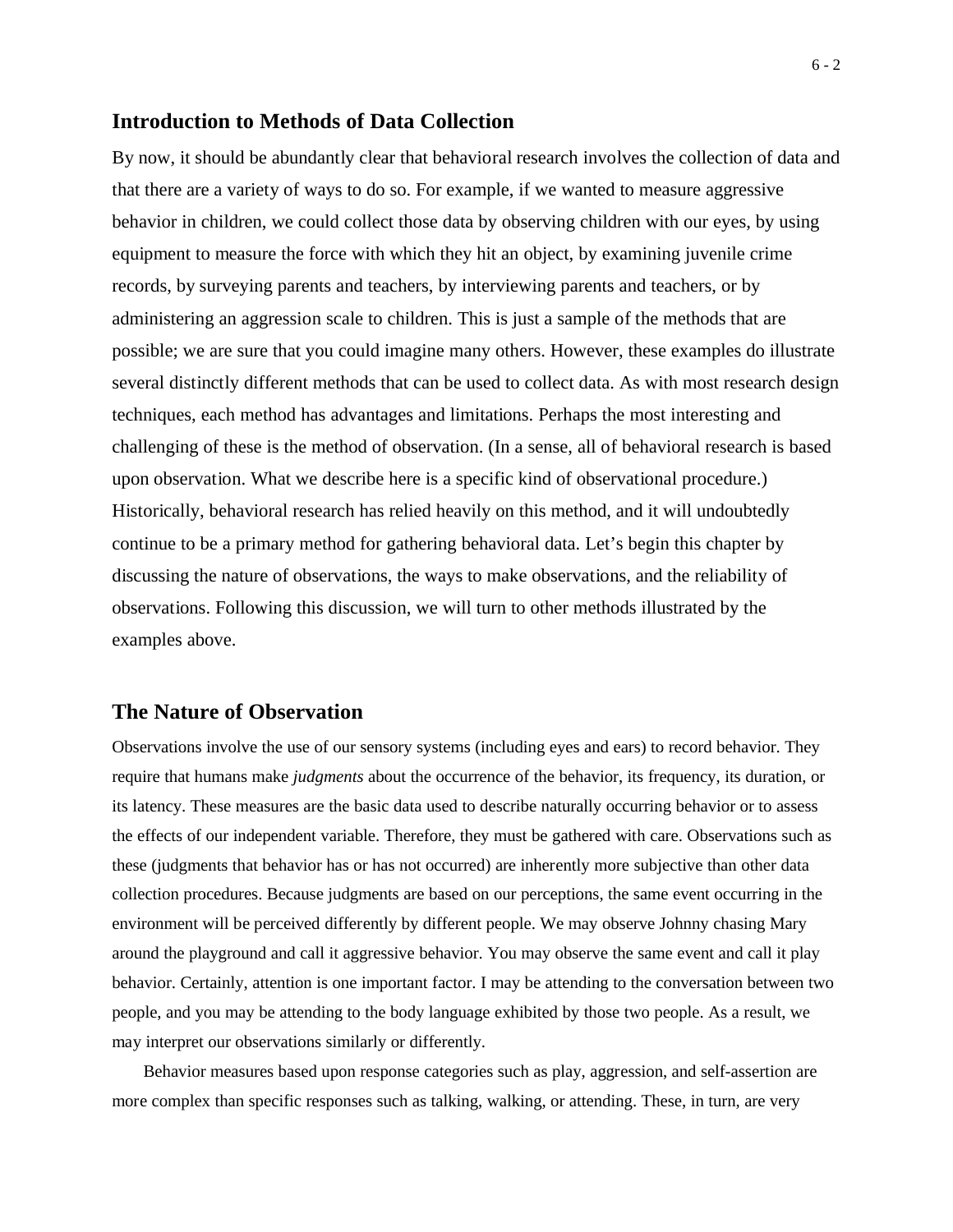## Introduction to Methods of Data Collection

By now, it should be abundantly clear that behavioral research involves the collection of data and that there are a variety of ways to do so. For example, if we wanted to measure aggressive behavior in children, we could collect those data by observing children with our eyes, by using equipment to measure the force with which they hit an object, by examining juvenile crime records, by surveying parents and teachers, by interviewing parents and teachers, or by administering an aggression scale to children. This is just a sample of the methods that are possible; we are sure that you could imagine many others. However, these examples do illustrate several distinctly different methods that can be used to collect data. As with most research design techniques, each method has advantages and limitations. Perhaps the most interesting and challenging of these is the method of observation. (In a sense, all of behavioral research is based upon observation. What we describe here is a specific kind of observational procedure.) Historically, behavioral research has relied heavily on this method, and it will undoubtedly continue to be a primary method for gathering behavioral data. Let's begin this chapter by discussing the nature of observations, the ways to make observations, and the reliability of observations. Following this discussion, we will turn to other methods illustrated by the examples above.

## The Nature of Observation

Observations involve the use of our sensory systems (including eyes and ears) to record behavior. They require that humans make *judgments* about the occurrence of the behavior, its frequency, its duration, or its latency. These measures are the basic data used to describe naturally occurring behavior or to assess the effects of our independent variable. Therefore, they must be gathered with care. Observations such as these (judgments that behavior has or has not occurred) are inherently more subjective than other data collection procedures. Because judgments are based on our perceptions, the same event occurring in the environment will be perceived differently by different people. We may observe Johnny chasing Mary around the playground and call it aggressive behavior. You may observe the same event and call it play behavior. Certainly, attention is one important factor. I may be attending to the conversation between two people, and you may be attending to the body language exhibited by those two people. As a result, we may interpret our observations similarly or differently.

Behavior measures based upon response categories such as play, aggression, and self-assertion are more complex than specific responses such as talking, walking, or attending. These, in turn, are very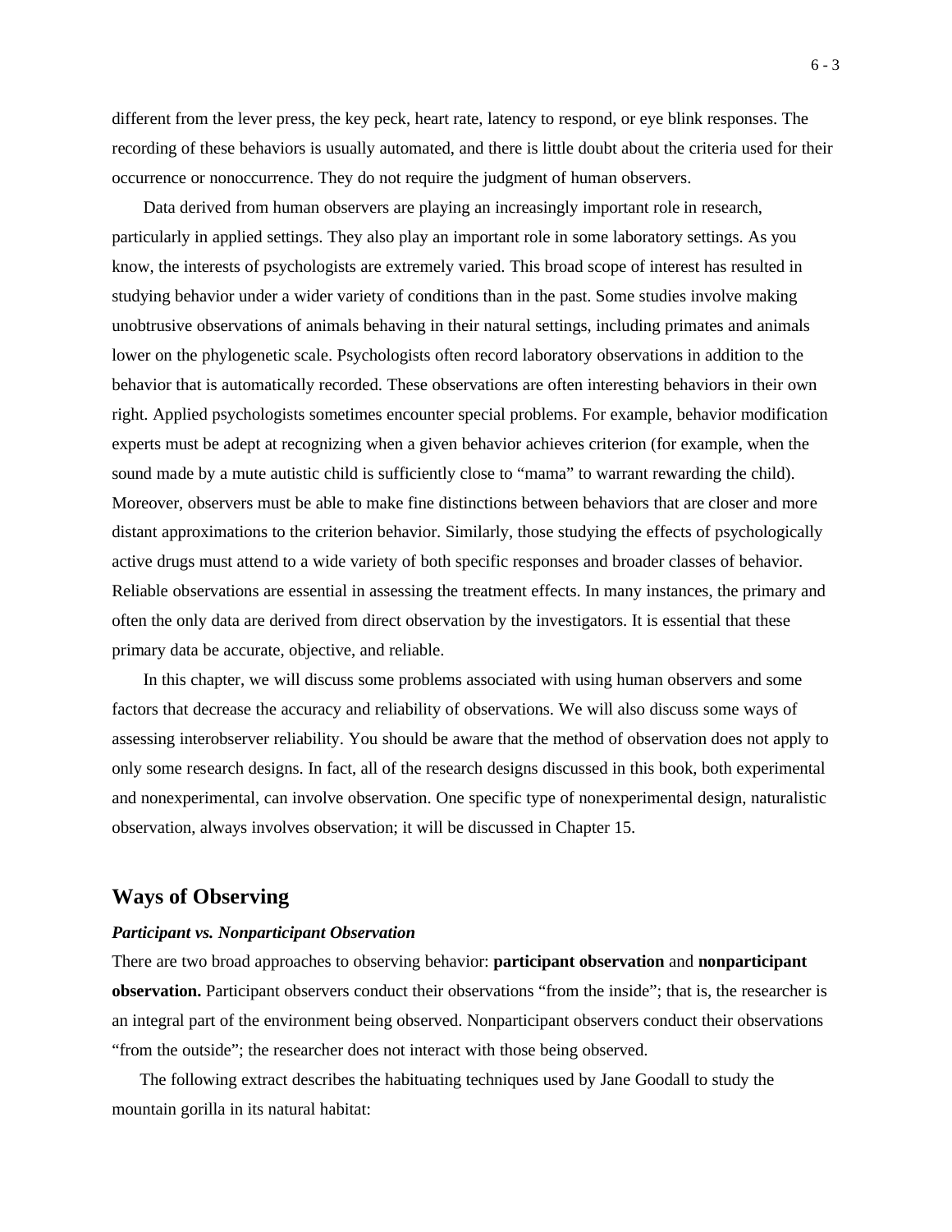different from the lever press, the key peck, heart rate, latency to respond, or eye blink responses. The recording of these behaviors is usually automated, and there is little doubt about the criteria used for their occurrence or nonoccurrence. They do not require the judgment of human observers.

Data derived from human observers are playing an increasingly important role in research, particularly in applied settings. They also play an important role in some laboratory settings. As you know, the interests of psychologists are extremely varied. This broad scope of interest has resulted in studying behavior under a wider variety of conditions than in the past. Some studies involve making unobtrusive observations of animals behaving in their natural settings, including primates and animals lower on the phylogenetic scale. Psychologists often record laboratory observations in addition to the behavior that is automatically recorded. These observations are often interesting behaviors in their own right. Applied psychologists sometimes encounter special problems. For example, behavior modification experts must be adept at recognizing when a given behavior achieves criterion (for example, when the sound made by a mute autistic child is sufficiently close to "mama" to warrant rewarding the child). Moreover, observers must be able to make fine distinctions between behaviors that are closer and more distant approximations to the criterion behavior. Similarly, those studying the effects of psychologically active drugs must attend to a wide variety of both specific responses and broader classes of behavior. Reliable observations are essential in assessing the treatment effects. In many instances, the primary and often the only data are derived from direct observation by the investigators. It is essential that these primary data be accurate, objective, and reliable.

In this chapter, we will discuss some problems associated with using human observers and some factors that decrease the accuracy and reliability of observations. We will also discuss some ways of assessing interobserver reliability. You should be aware that the method of observation does not apply to only some research designs. In fact, all of the research designs discussed in this book, both experimental and nonexperimental, can involve observation. One specific type of nonexperimental design, naturalistic observation, always involves observation; it will be discussed in Chapter 15.

## Ways of Observing

### *Participant vs. Nonparticipant Observation*

There are two broad approaches to observing behavior: **participant observation** and **nonparticipant observation.** Participant observers conduct their observations "from the inside"; that is, the researcher is an integral part of the environment being observed. Nonparticipant observers conduct their observations "from the outside"; the researcher does not interact with those being observed.

The following extract describes the habituating techniques used by Jane Goodall to study the mountain gorilla in its natural habitat: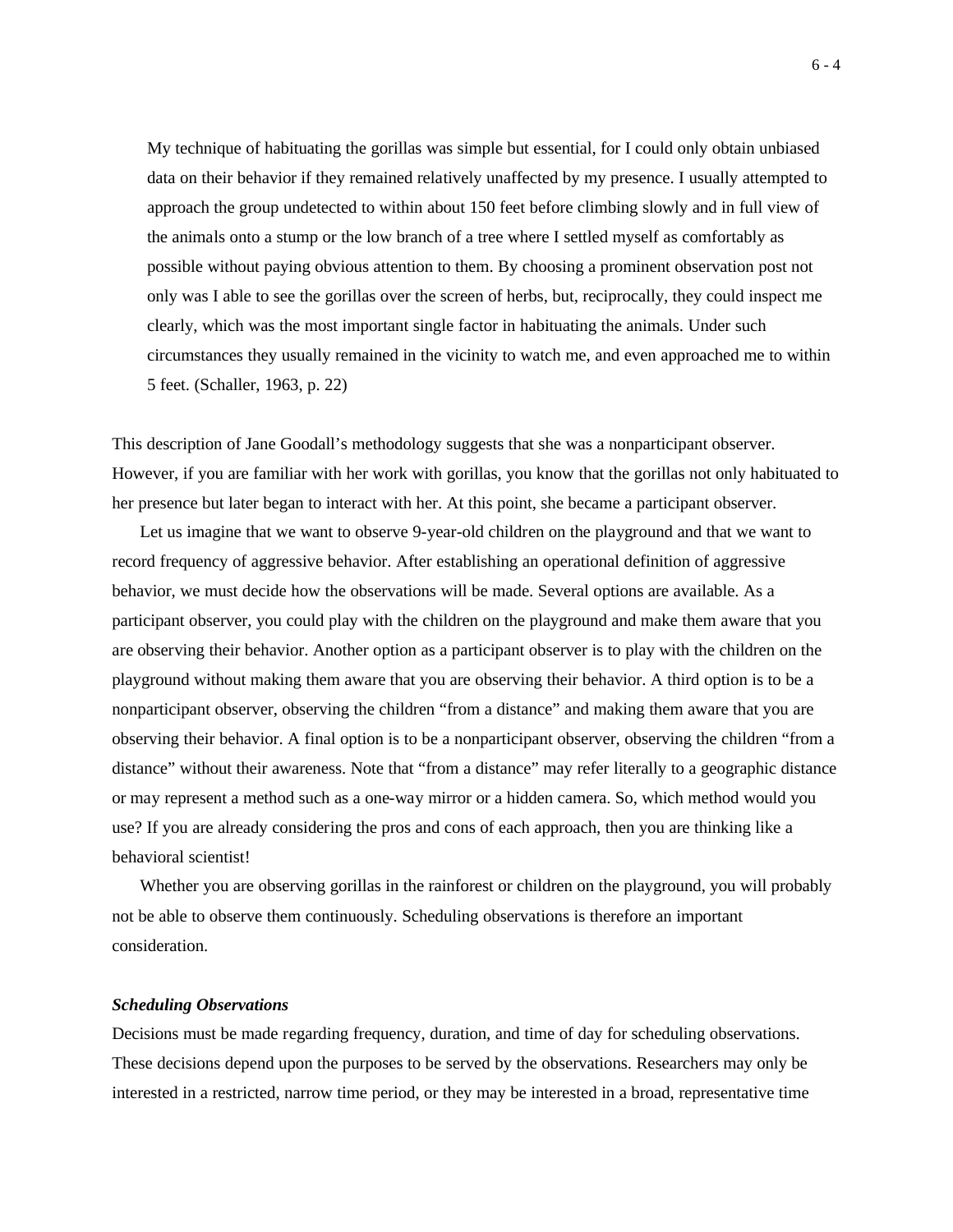> My technique of habituating the gorillas was simple but essential, for I could only obtain unbiased data on their behavior if they remained relatively unaffected by my presence. I usually attempted to approach the group undetected to within about 150 feet before climbing slowly and in full view of the animals onto a stump or the low branch of a tree where I settled myself as comfortably as possible without paying obvious attention to them. By choosing a prominent observation post not only was I able to see the gorillas over the screen of herbs, but, reciprocally, they could inspect me clearly, which was the most important single factor in habituating the animals. Under such circumstances they usually remained in the vicinity to watch me, and even approached me to within 5 feet. (Schaller, 1963, p. 22)

This description of Jane Goodall's methodology suggests that she was a nonparticipant observer. However, if you are familiar with her work with gorillas, you know that the gorillas not only habituated to her presence but later began to interact with her. At this point, she became a participant observer.

Let us imagine that we want to observe 9-year-old children on the playground and that we want to record frequency of aggressive behavior. After establishing an operational definition of aggressive behavior, we must decide how the observations will be made. Several options are available. As a participant observer, you could play with the children on the playground and make them aware that you are observing their behavior. Another option as a participant observer is to play with the children on the playground without making them aware that you are observing their behavior. A third option is to be a nonparticipant observer, observing the children "from a distance" and making them aware that you are observing their behavior. A final option is to be a nonparticipant observer, observing the children "from a distance" without their awareness. Note that "from a distance" may refer literally to a geographic distance or may represent a method such as a one-way mirror or a hidden camera. So, which method would you use? If you are already considering the pros and cons of each approach, then you are thinking like a behavioral scientist!

Whether you are observing gorillas in the rainforest or children on the playground, you will probably not be able to observe them continuously. Scheduling observations is therefore an important consideration.

### *Scheduling Observations*

Decisions must be made regarding frequency, duration, and time of day for scheduling observations. These decisions depend upon the purposes to be served by the observations. Researchers may only be interested in a restricted, narrow time period, or they may be interested in a broad, representative time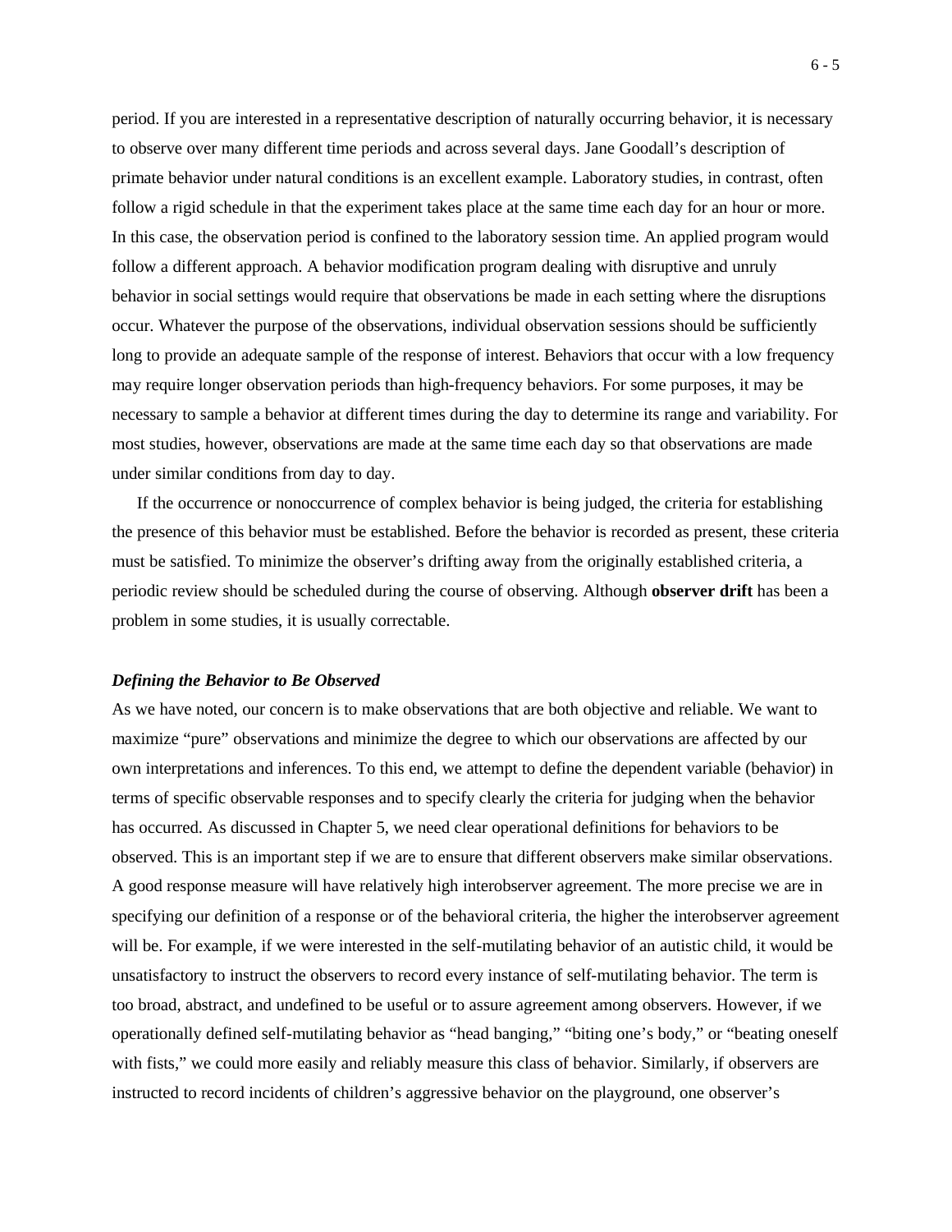period. If you are interested in a representative description of naturally occurring behavior, it is necessary to observe over many different time periods and across several days. Jane Goodall's description of primate behavior under natural conditions is an excellent example. Laboratory studies, in contrast, often follow a rigid schedule in that the experiment takes place at the same time each day for an hour or more. In this case, the observation period is confined to the laboratory session time. An applied program would follow a different approach. A behavior modification program dealing with disruptive and unruly behavior in social settings would require that observations be made in each setting where the disruptions occur. Whatever the purpose of the observations, individual observation sessions should be sufficiently long to provide an adequate sample of the response of interest. Behaviors that occur with a low frequency may require longer observation periods than high-frequency behaviors. For some purposes, it may be necessary to sample a behavior at different times during the day to determine its range and variability. For most studies, however, observations are made at the same time each day so that observations are made under similar conditions from day to day.

If the occurrence or nonoccurrence of complex behavior is being judged, the criteria for establishing the presence of this behavior must be established. Before the behavior is recorded as present, these criteria must be satisfied. To minimize the observer's drifting away from the originally established criteria, a periodic review should be scheduled during the course of observing. Although **observer drift** has been a problem in some studies, it is usually correctable.

### *Defining the Behavior to Be Observed*

As we have noted, our concern is to make observations that are both objective and reliable. We want to maximize "pure" observations and minimize the degree to which our observations are affected by our own interpretations and inferences. To this end, we attempt to define the dependent variable (behavior) in terms of specific observable responses and to specify clearly the criteria for judging when the behavior has occurred. As discussed in Chapter 5, we need clear operational definitions for behaviors to be observed. This is an important step if we are to ensure that different observers make similar observations. A good response measure will have relatively high interobserver agreement. The more precise we are in specifying our definition of a response or of the behavioral criteria, the higher the interobserver agreement will be. For example, if we were interested in the self-mutilating behavior of an autistic child, it would be unsatisfactory to instruct the observers to record every instance of self-mutilating behavior. The term is too broad, abstract, and undefined to be useful or to assure agreement among observers. However, if we operationally defined self-mutilating behavior as "head banging," "biting one's body," or "beating oneself with fists," we could more easily and reliably measure this class of behavior. Similarly, if observers are instructed to record incidents of children's aggressive behavior on the playground, one observer's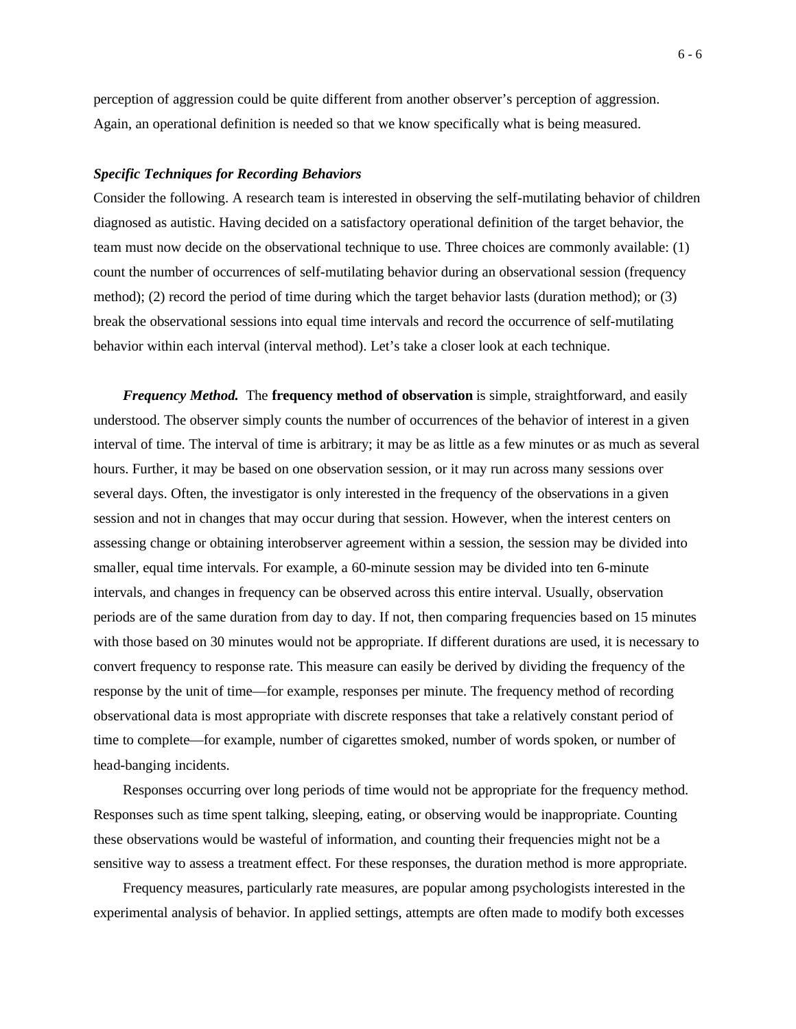perception of aggression could be quite different from another observer's perception of aggression. Again, an operational definition is needed so that we know specifically what is being measured.

### *Specific Techniques for Recording Behaviors*

Consider the following. A research team is interested in observing the self-mutilating behavior of children diagnosed as autistic. Having decided on a satisfactory operational definition of the target behavior, the team must now decide on the observational technique to use. Three choices are commonly available: (1) count the number of occurrences of self-mutilating behavior during an observational session (frequency method); (2) record the period of time during which the target behavior lasts (duration method); or (3) break the observational sessions into equal time intervals and record the occurrence of self-mutilating behavior within each interval (interval method). Let's take a closer look at each technique.

***Frequency Method.*** The **frequency method of observation** is simple, straightforward, and easily understood. The observer simply counts the number of occurrences of the behavior of interest in a given interval of time. The interval of time is arbitrary; it may be as little as a few minutes or as much as several hours. Further, it may be based on one observation session, or it may run across many sessions over several days. Often, the investigator is only interested in the frequency of the observations in a given session and not in changes that may occur during that session. However, when the interest centers on assessing change or obtaining interobserver agreement within a session, the session may be divided into smaller, equal time intervals. For example, a 60-minute session may be divided into ten 6-minute intervals, and changes in frequency can be observed across this entire interval. Usually, observation periods are of the same duration from day to day. If not, then comparing frequencies based on 15 minutes with those based on 30 minutes would not be appropriate. If different durations are used, it is necessary to convert frequency to response rate. This measure can easily be derived by dividing the frequency of the response by the unit of time—for example, responses per minute. The frequency method of recording observational data is most appropriate with discrete responses that take a relatively constant period of time to complete—for example, number of cigarettes smoked, number of words spoken, or number of head-banging incidents.

Responses occurring over long periods of time would not be appropriate for the frequency method. Responses such as time spent talking, sleeping, eating, or observing would be inappropriate. Counting these observations would be wasteful of information, and counting their frequencies might not be a sensitive way to assess a treatment effect. For these responses, the duration method is more appropriate.

Frequency measures, particularly rate measures, are popular among psychologists interested in the experimental analysis of behavior. In applied settings, attempts are often made to modify both excesses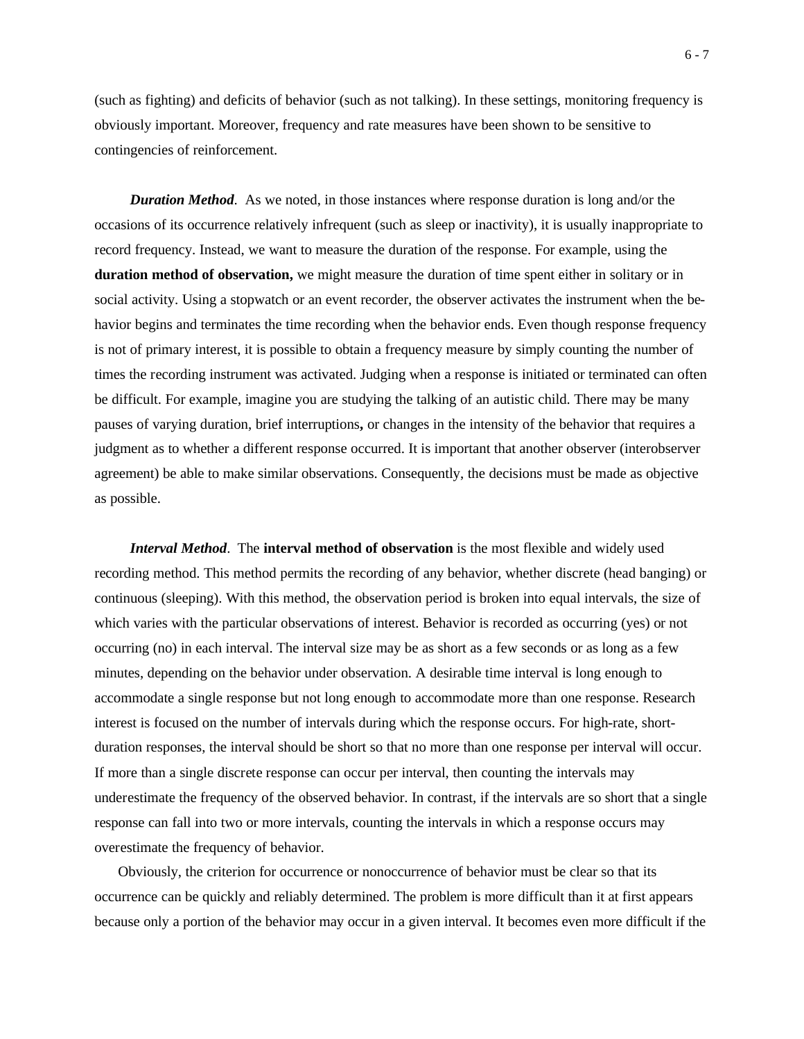(such as fighting) and deficits of behavior (such as not talking). In these settings, monitoring frequency is obviously important. Moreover, frequency and rate measures have been shown to be sensitive to contingencies of reinforcement.

***Duration Method***. As we noted, in those instances where response duration is long and/or the occasions of its occurrence relatively infrequent (such as sleep or inactivity), it is usually inappropriate to record frequency. Instead, we want to measure the duration of the response. For example, using the **duration method of observation,** we might measure the duration of time spent either in solitary or in social activity. Using a stopwatch or an event recorder, the observer activates the instrument when the behavior begins and terminates the time recording when the behavior ends. Even though response frequency is not of primary interest, it is possible to obtain a frequency measure by simply counting the number of times the recording instrument was activated. Judging when a response is initiated or terminated can often be difficult. For example, imagine you are studying the talking of an autistic child. There may be many pauses of varying duration, brief interruptions**,** or changes in the intensity of the behavior that requires a judgment as to whether a different response occurred. It is important that another observer (interobserver agreement) be able to make similar observations. Consequently, the decisions must be made as objective as possible.

***Interval Method***. The **interval method of observation** is the most flexible and widely used recording method. This method permits the recording of any behavior, whether discrete (head banging) or continuous (sleeping). With this method, the observation period is broken into equal intervals, the size of which varies with the particular observations of interest. Behavior is recorded as occurring (yes) or not occurring (no) in each interval. The interval size may be as short as a few seconds or as long as a few minutes, depending on the behavior under observation. A desirable time interval is long enough to accommodate a single response but not long enough to accommodate more than one response. Research interest is focused on the number of intervals during which the response occurs. For high-rate, short-duration responses, the interval should be short so that no more than one response per interval will occur. If more than a single discrete response can occur per interval, then counting the intervals may underestimate the frequency of the observed behavior. In contrast, if the intervals are so short that a single response can fall into two or more intervals, counting the intervals in which a response occurs may overestimate the frequency of behavior.

Obviously, the criterion for occurrence or nonoccurrence of behavior must be clear so that its occurrence can be quickly and reliably determined. The problem is more difficult than it at first appears because only a portion of the behavior may occur in a given interval. It becomes even more difficult if the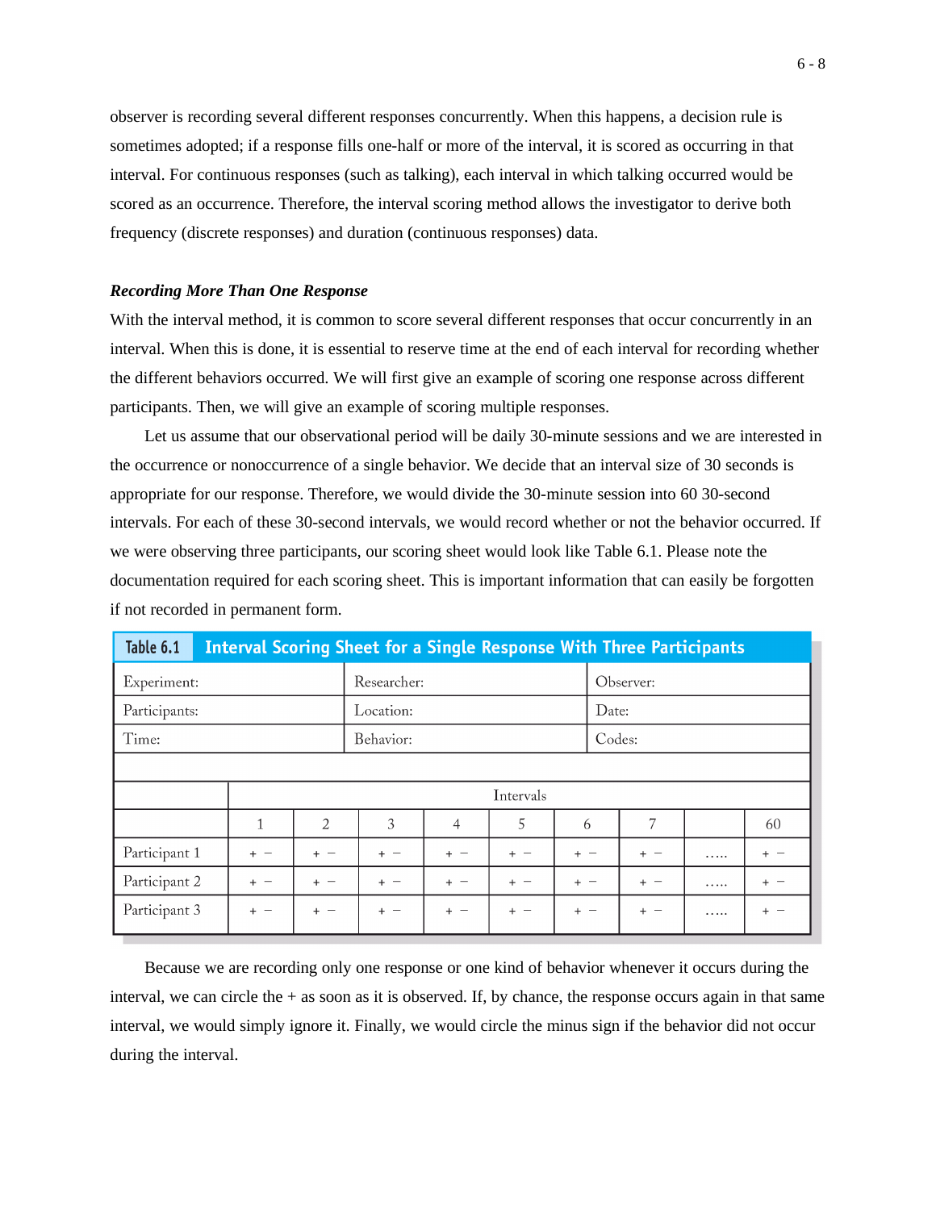observer is recording several different responses concurrently. When this happens, a decision rule is sometimes adopted; if a response fills one-half or more of the interval, it is scored as occurring in that interval. For continuous responses (such as talking), each interval in which talking occurred would be scored as an occurrence. Therefore, the interval scoring method allows the investigator to derive both frequency (discrete responses) and duration (continuous responses) data.

### *Recording More Than One Response*

With the interval method, it is common to score several different responses that occur concurrently in an interval. When this is done, it is essential to reserve time at the end of each interval for recording whether the different behaviors occurred. We will first give an example of scoring one response across different participants. Then, we will give an example of scoring multiple responses.

Let us assume that our observational period will be daily 30-minute sessions and we are interested in the occurrence or nonoccurrence of a single behavior. We decide that an interval size of 30 seconds is appropriate for our response. Therefore, we would divide the 30-minute session into 60 30-second intervals. For each of these 30-second intervals, we would record whether or not the behavior occurred. If we were observing three participants, our scoring sheet would look like Table 6.1. Please note the documentation required for each scoring sheet. This is important information that can easily be forgotten if not recorded in permanent form.

**Table 6.1 Interval Scoring Sheet for a Single Response With Three Participants**

| Experiment: | | | | Researcher: | | | Observer: | | |
|---|---|---|---|---|---|---|---|---|---|
| Participants: | | | | Location: | | | Date: | | |
| Time: | | | | Behavior: | | | Codes: | | |
| | | | | | | | | | |
| | Intervals | | | | | | | | |
| | 1 | 2 | 3 | 4 | 5 | 6 | 7 | | 60 |
| Participant 1 | + − | + − | + − | + − | + − | + − | + − | ..... | + − |
| Participant 2 | + − | + − | + − | + − | + − | + − | + − | ..... | + − |
| Participant 3 | + − | + − | + − | + − | + − | + − | + − | ..... | + − |

Because we are recording only one response or one kind of behavior whenever it occurs during the interval, we can circle the + as soon as it is observed. If, by chance, the response occurs again in that same interval, we would simply ignore it. Finally, we would circle the minus sign if the behavior did not occur during the interval.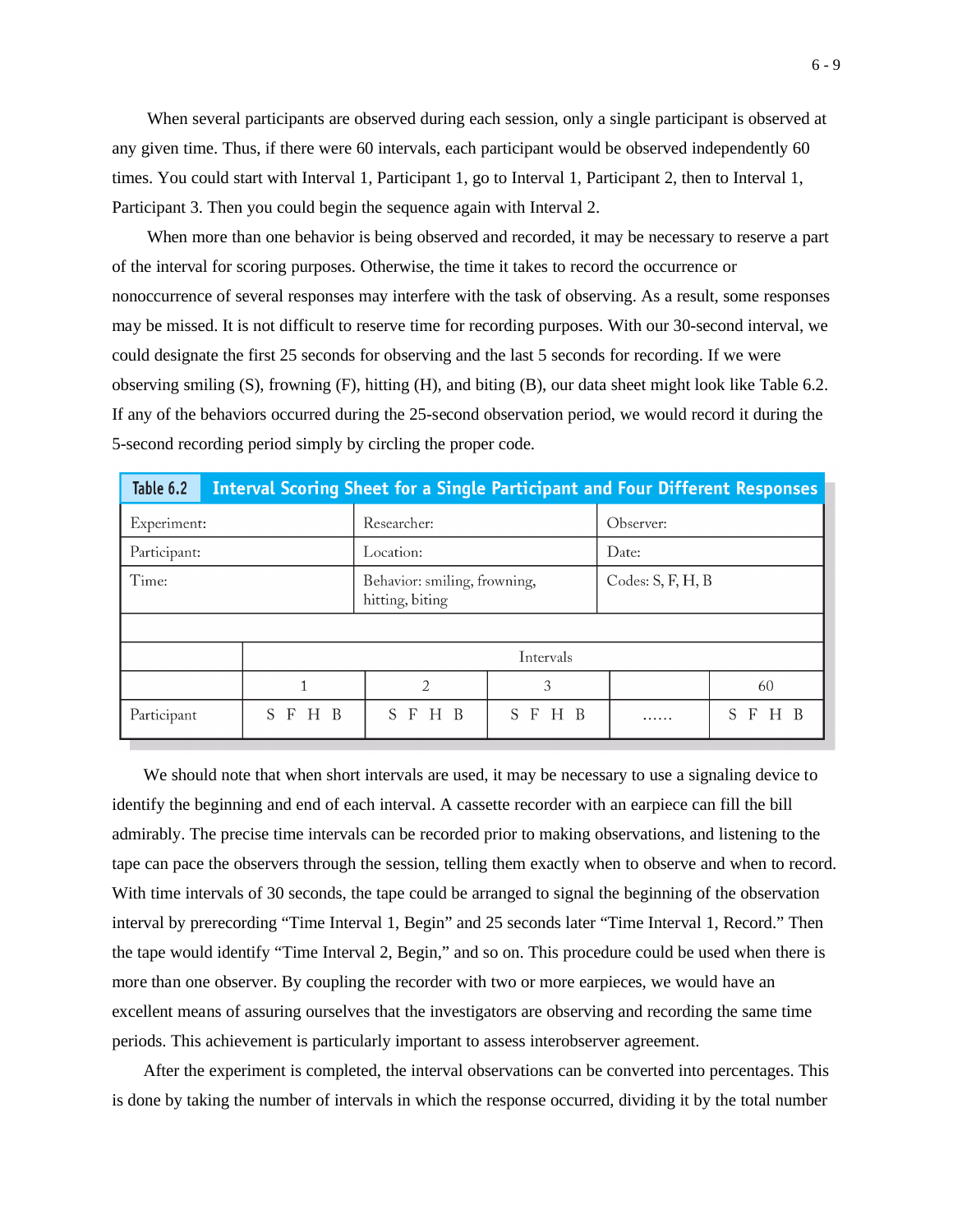When several participants are observed during each session, only a single participant is observed at any given time. Thus, if there were 60 intervals, each participant would be observed independently 60 times. You could start with Interval 1, Participant 1, go to Interval 1, Participant 2, then to Interval 1, Participant 3. Then you could begin the sequence again with Interval 2.

When more than one behavior is being observed and recorded, it may be necessary to reserve a part of the interval for scoring purposes. Otherwise, the time it takes to record the occurrence or nonoccurrence of several responses may interfere with the task of observing. As a result, some responses may be missed. It is not difficult to reserve time for recording purposes. With our 30-second interval, we could designate the first 25 seconds for observing and the last 5 seconds for recording. If we were observing smiling (S), frowning (F), hitting (H), and biting (B), our data sheet might look like Table 6.2. If any of the behaviors occurred during the 25-second observation period, we would record it during the 5-second recording period simply by circling the proper code.

**Table 6.2 Interval Scoring Sheet for a Single Participant and Four Different Responses**

| Experiment: | | Researcher: | | Observer: | |
|---|---|---|---|---|---|
| Participant: | | Location: | | Date: | |
| Time: | | Behavior: smiling, frowning, hitting, biting | | Codes: S, F, H, B | |
| | | | | | |
| | Intervals | | | | |
| | 1 | 2 | 3 | | 60 |
| Participant | S F H B | S F H B | S F H B | ...... | S F H B |

We should note that when short intervals are used, it may be necessary to use a signaling device to identify the beginning and end of each interval. A cassette recorder with an earpiece can fill the bill admirably. The precise time intervals can be recorded prior to making observations, and listening to the tape can pace the observers through the session, telling them exactly when to observe and when to record. With time intervals of 30 seconds, the tape could be arranged to signal the beginning of the observation interval by prerecording "Time Interval 1, Begin" and 25 seconds later "Time Interval 1, Record." Then the tape would identify "Time Interval 2, Begin," and so on. This procedure could be used when there is more than one observer. By coupling the recorder with two or more earpieces, we would have an excellent means of assuring ourselves that the investigators are observing and recording the same time periods. This achievement is particularly important to assess interobserver agreement.

After the experiment is completed, the interval observations can be converted into percentages. This is done by taking the number of intervals in which the response occurred, dividing it by the total number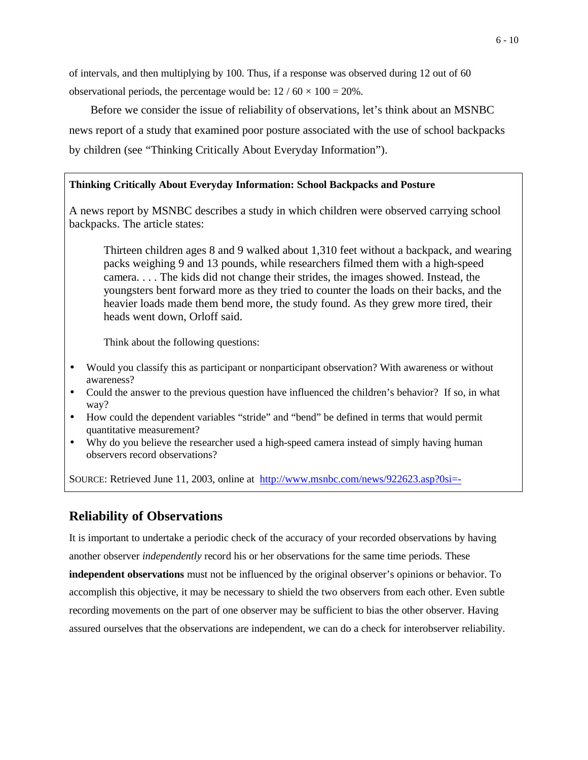of intervals, and then multiplying by 100. Thus, if a response was observed during 12 out of 60 observational periods, the percentage would be: $12 / 60 \times 100 = 20\%$.

Before we consider the issue of reliability of observations, let's think about an MSNBC news report of a study that examined poor posture associated with the use of school backpacks by children (see "Thinking Critically About Everyday Information").

**Thinking Critically About Everyday Information: School Backpacks and Posture**

A news report by MSNBC describes a study in which children were observed carrying school backpacks. The article states:

> Thirteen children ages 8 and 9 walked about 1,310 feet without a backpack, and wearing packs weighing 9 and 13 pounds, while researchers filmed them with a high-speed camera. . . . The kids did not change their strides, the images showed. Instead, the youngsters bent forward more as they tried to counter the loads on their backs, and the heavier loads made them bend more, the study found. As they grew more tired, their heads went down, Orloff said.

Think about the following questions:

- Would you classify this as participant or nonparticipant observation? With awareness or without awareness?
- Could the answer to the previous question have influenced the children's behavior? If so, in what way?
- How could the dependent variables "stride" and "bend" be defined in terms that would permit quantitative measurement?
- Why do you believe the researcher used a high-speed camera instead of simply having human observers record observations?

SOURCE: Retrieved June 11, 2003, online at http://www.msnbc.com/news/922623.asp?0si=-

## Reliability of Observations

It is important to undertake a periodic check of the accuracy of your recorded observations by having another observer *independently* record his or her observations for the same time periods. These **independent observations** must not be influenced by the original observer's opinions or behavior. To accomplish this objective, it may be necessary to shield the two observers from each other. Even subtle recording movements on the part of one observer may be sufficient to bias the other observer. Having assured ourselves that the observations are independent, we can do a check for interobserver reliability.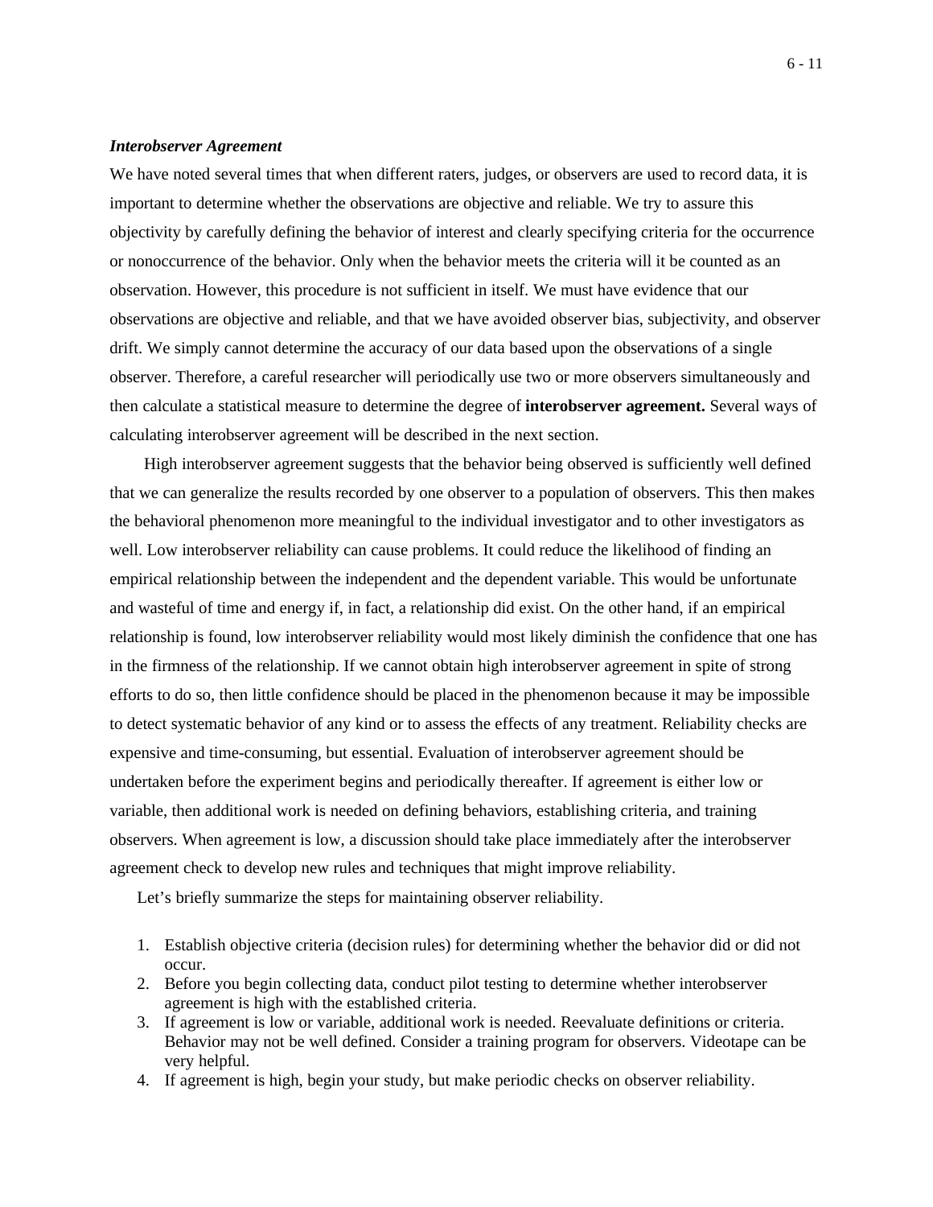### *Interobserver Agreement*

We have noted several times that when different raters, judges, or observers are used to record data, it is important to determine whether the observations are objective and reliable. We try to assure this objectivity by carefully defining the behavior of interest and clearly specifying criteria for the occurrence or nonoccurrence of the behavior. Only when the behavior meets the criteria will it be counted as an observation. However, this procedure is not sufficient in itself. We must have evidence that our observations are objective and reliable, and that we have avoided observer bias, subjectivity, and observer drift. We simply cannot determine the accuracy of our data based upon the observations of a single observer. Therefore, a careful researcher will periodically use two or more observers simultaneously and then calculate a statistical measure to determine the degree of **interobserver agreement.** Several ways of calculating interobserver agreement will be described in the next section.

High interobserver agreement suggests that the behavior being observed is sufficiently well defined that we can generalize the results recorded by one observer to a population of observers. This then makes the behavioral phenomenon more meaningful to the individual investigator and to other investigators as well. Low interobserver reliability can cause problems. It could reduce the likelihood of finding an empirical relationship between the independent and the dependent variable. This would be unfortunate and wasteful of time and energy if, in fact, a relationship did exist. On the other hand, if an empirical relationship is found, low interobserver reliability would most likely diminish the confidence that one has in the firmness of the relationship. If we cannot obtain high interobserver agreement in spite of strong efforts to do so, then little confidence should be placed in the phenomenon because it may be impossible to detect systematic behavior of any kind or to assess the effects of any treatment. Reliability checks are expensive and time-consuming, but essential. Evaluation of interobserver agreement should be undertaken before the experiment begins and periodically thereafter. If agreement is either low or variable, then additional work is needed on defining behaviors, establishing criteria, and training observers. When agreement is low, a discussion should take place immediately after the interobserver agreement check to develop new rules and techniques that might improve reliability.

Let's briefly summarize the steps for maintaining observer reliability.

1. Establish objective criteria (decision rules) for determining whether the behavior did or did not occur.
2. Before you begin collecting data, conduct pilot testing to determine whether interobserver agreement is high with the established criteria.
3. If agreement is low or variable, additional work is needed. Reevaluate definitions or criteria. Behavior may not be well defined. Consider a training program for observers. Videotape can be very helpful.
4. If agreement is high, begin your study, but make periodic checks on observer reliability.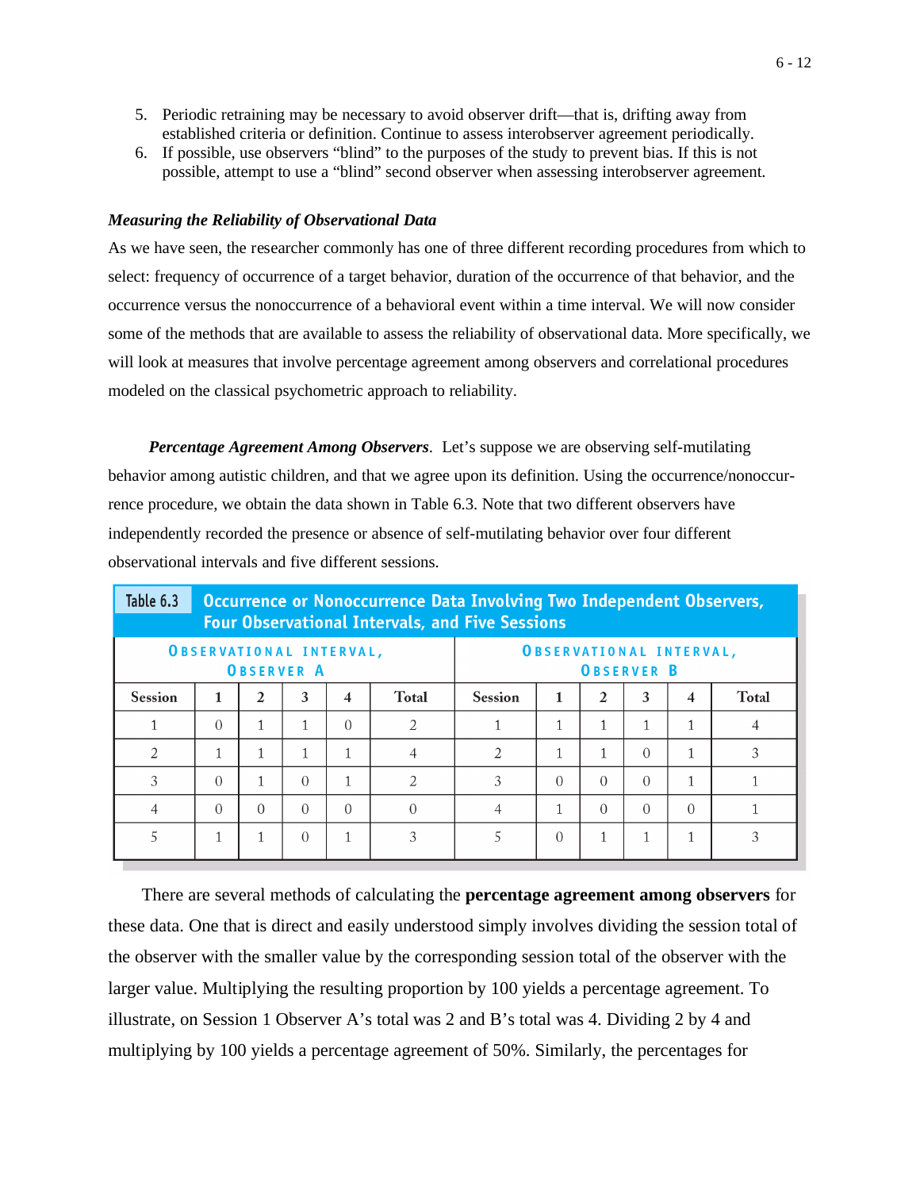5. Periodic retraining may be necessary to avoid observer drift—that is, drifting away from established criteria or definition. Continue to assess interobserver agreement periodically.
6. If possible, use observers "blind" to the purposes of the study to prevent bias. If this is not possible, attempt to use a "blind" second observer when assessing interobserver agreement.

### *Measuring the Reliability of Observational Data*

As we have seen, the researcher commonly has one of three different recording procedures from which to select: frequency of occurrence of a target behavior, duration of the occurrence of that behavior, and the occurrence versus the nonoccurrence of a behavioral event within a time interval. We will now consider some of the methods that are available to assess the reliability of observational data. More specifically, we will look at measures that involve percentage agreement among observers and correlational procedures modeled on the classical psychometric approach to reliability.

***Percentage Agreement Among Observers***. Let's suppose we are observing self-mutilating behavior among autistic children, and that we agree upon its definition. Using the occurrence/nonoccurrence procedure, we obtain the data shown in Table 6.3. Note that two different observers have independently recorded the presence or absence of self-mutilating behavior over four different observational intervals and five different sessions.

**Table 6.3 Occurrence or Nonoccurrence Data Involving Two Independent Observers, Four Observational Intervals, and Five Sessions**

| Observational Interval, Observer A | | | | | | Observational Interval, Observer B | | | | | |
|---|---|---|---|---|---|---|---|---|---|---|---|
| **Session** | **1** | **2** | **3** | **4** | **Total** | **Session** | **1** | **2** | **3** | **4** | **Total** |
| 1 | 0 | 1 | 1 | 0 | 2 | 1 | 1 | 1 | 1 | 1 | 4 |
| 2 | 1 | 1 | 1 | 1 | 4 | 2 | 1 | 1 | 0 | 1 | 3 |
| 3 | 0 | 1 | 0 | 1 | 2 | 3 | 0 | 0 | 0 | 1 | 1 |
| 4 | 0 | 0 | 0 | 0 | 0 | 4 | 1 | 0 | 0 | 0 | 1 |
| 5 | 1 | 1 | 0 | 1 | 3 | 5 | 0 | 1 | 1 | 1 | 3 |

There are several methods of calculating the **percentage agreement among observers** for these data. One that is direct and easily understood simply involves dividing the session total of the observer with the smaller value by the corresponding session total of the observer with the larger value. Multiplying the resulting proportion by 100 yields a percentage agreement. To illustrate, on Session 1 Observer A's total was 2 and B's total was 4. Dividing 2 by 4 and multiplying by 100 yields a percentage agreement of 50%. Similarly, the percentages for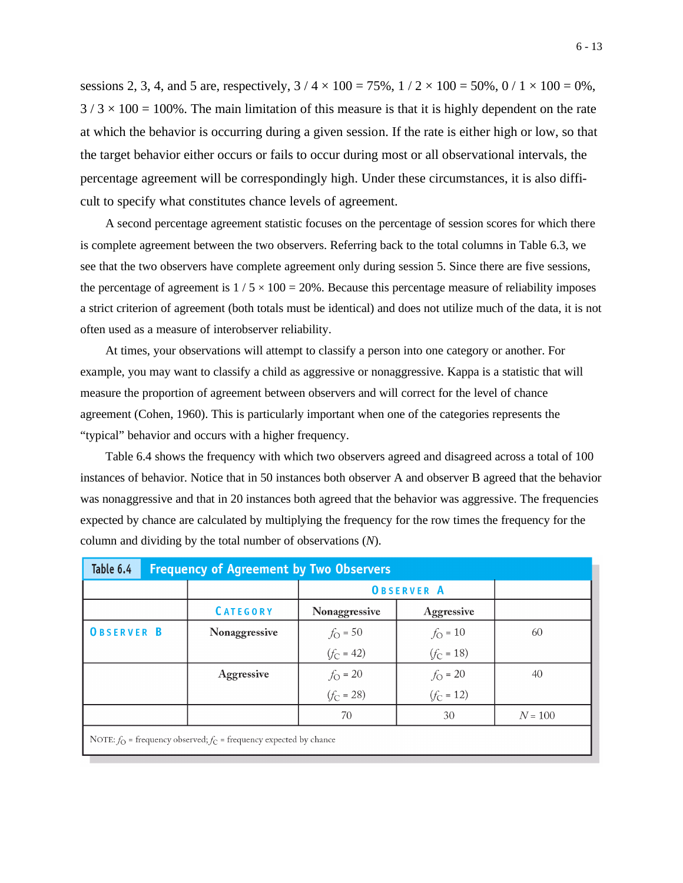sessions 2, 3, 4, and 5 are, respectively, 3 / 4 × 100 = 75%, 1 / 2 × 100 = 50%, 0 / 1 × 100 = 0%, 3 / 3 × 100 = 100%. The main limitation of this measure is that it is highly dependent on the rate at which the behavior is occurring during a given session. If the rate is either high or low, so that the target behavior either occurs or fails to occur during most or all observational intervals, the percentage agreement will be correspondingly high. Under these circumstances, it is also difficult to specify what constitutes chance levels of agreement.

A second percentage agreement statistic focuses on the percentage of session scores for which there is complete agreement between the two observers. Referring back to the total columns in Table 6.3, we see that the two observers have complete agreement only during session 5. Since there are five sessions, the percentage of agreement is 1 / 5 × 100 = 20%. Because this percentage measure of reliability imposes a strict criterion of agreement (both totals must be identical) and does not utilize much of the data, it is not often used as a measure of interobserver reliability.

At times, your observations will attempt to classify a person into one category or another. For example, you may want to classify a child as aggressive or nonaggressive. Kappa is a statistic that will measure the proportion of agreement between observers and will correct for the level of chance agreement (Cohen, 1960). This is particularly important when one of the categories represents the "typical" behavior and occurs with a higher frequency.

Table 6.4 shows the frequency with which two observers agreed and disagreed across a total of 100 instances of behavior. Notice that in 50 instances both observer A and observer B agreed that the behavior was nonaggressive and that in 20 instances both agreed that the behavior was aggressive. The frequencies expected by chance are calculated by multiplying the frequency for the row times the frequency for the column and dividing by the total number of observations (*N*).

**Table 6.4 Frequency of Agreement by Two Observers**

| | | Observer A | | |
|---|---|---|---|---|
| | **Category** | **Nonaggressive** | **Aggressive** | |
| **Observer B** | **Nonaggressive** | $f_O = 50$ ($f_C = 42$) | $f_O = 10$ ($f_C = 18$) | 60 |
| | **Aggressive** | $f_O = 20$ ($f_C = 28$) | $f_O = 20$ ($f_C = 12$) | 40 |
| | | 70 | 30 | $N = 100$ |

NOTE: $f_O$ = frequency observed; $f_C$ = frequency expected by chance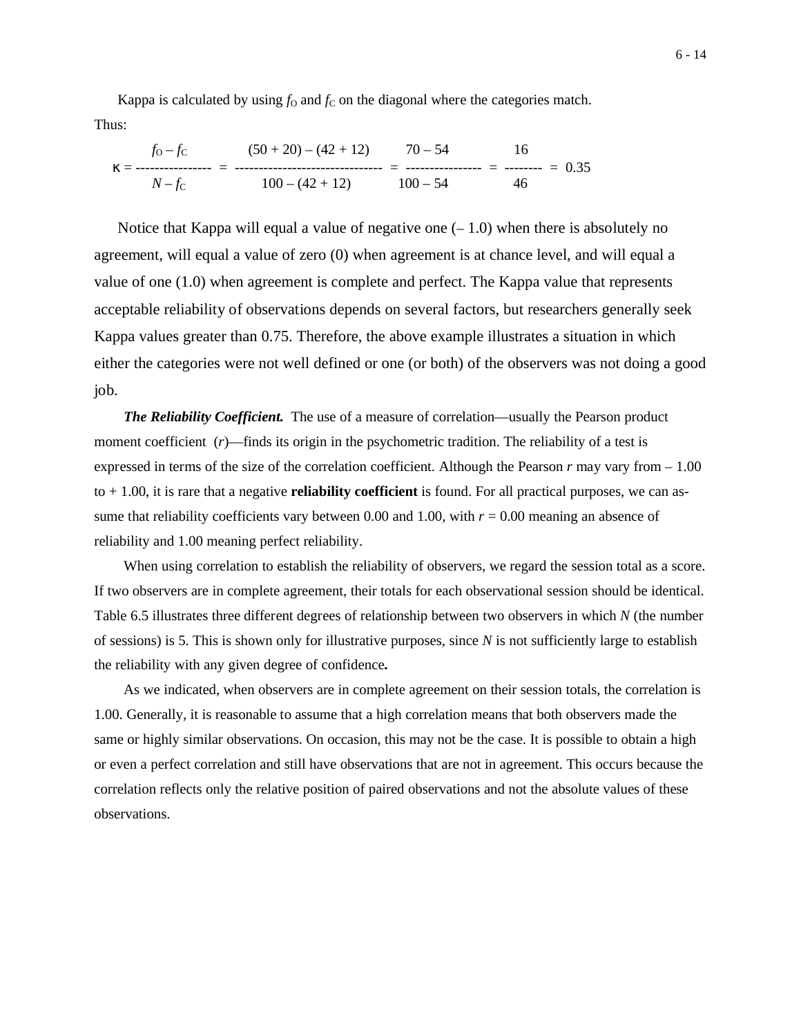Kappa is calculated by using $f_O$ and $f_C$ on the diagonal where the categories match. Thus:

$$\kappa = \frac{f_O - f_C}{N - f_C} = \frac{(50 + 20) - (42 + 12)}{100 - (42 + 12)} = \frac{70 - 54}{100 - 54} = \frac{16}{46} = 0.35$$

Notice that Kappa will equal a value of negative one (– 1.0) when there is absolutely no agreement, will equal a value of zero (0) when agreement is at chance level, and will equal a value of one (1.0) when agreement is complete and perfect. The Kappa value that represents acceptable reliability of observations depends on several factors, but researchers generally seek Kappa values greater than 0.75. Therefore, the above example illustrates a situation in which either the categories were not well defined or one (or both) of the observers was not doing a good job.

***The Reliability Coefficient.*** The use of a measure of correlation—usually the Pearson product moment coefficient ($r$)—finds its origin in the psychometric tradition. The reliability of a test is expressed in terms of the size of the correlation coefficient. Although the Pearson $r$ may vary from – 1.00 to + 1.00, it is rare that a negative **reliability coefficient** is found. For all practical purposes, we can assume that reliability coefficients vary between 0.00 and 1.00, with $r = 0.00$ meaning an absence of reliability and 1.00 meaning perfect reliability.

When using correlation to establish the reliability of observers, we regard the session total as a score. If two observers are in complete agreement, their totals for each observational session should be identical. Table 6.5 illustrates three different degrees of relationship between two observers in which $N$ (the number of sessions) is 5. This is shown only for illustrative purposes, since $N$ is not sufficiently large to establish the reliability with any given degree of confidence**.**

As we indicated, when observers are in complete agreement on their session totals, the correlation is 1.00. Generally, it is reasonable to assume that a high correlation means that both observers made the same or highly similar observations. On occasion, this may not be the case. It is possible to obtain a high or even a perfect correlation and still have observations that are not in agreement. This occurs because the correlation reflects only the relative position of paired observations and not the absolute values of these observations.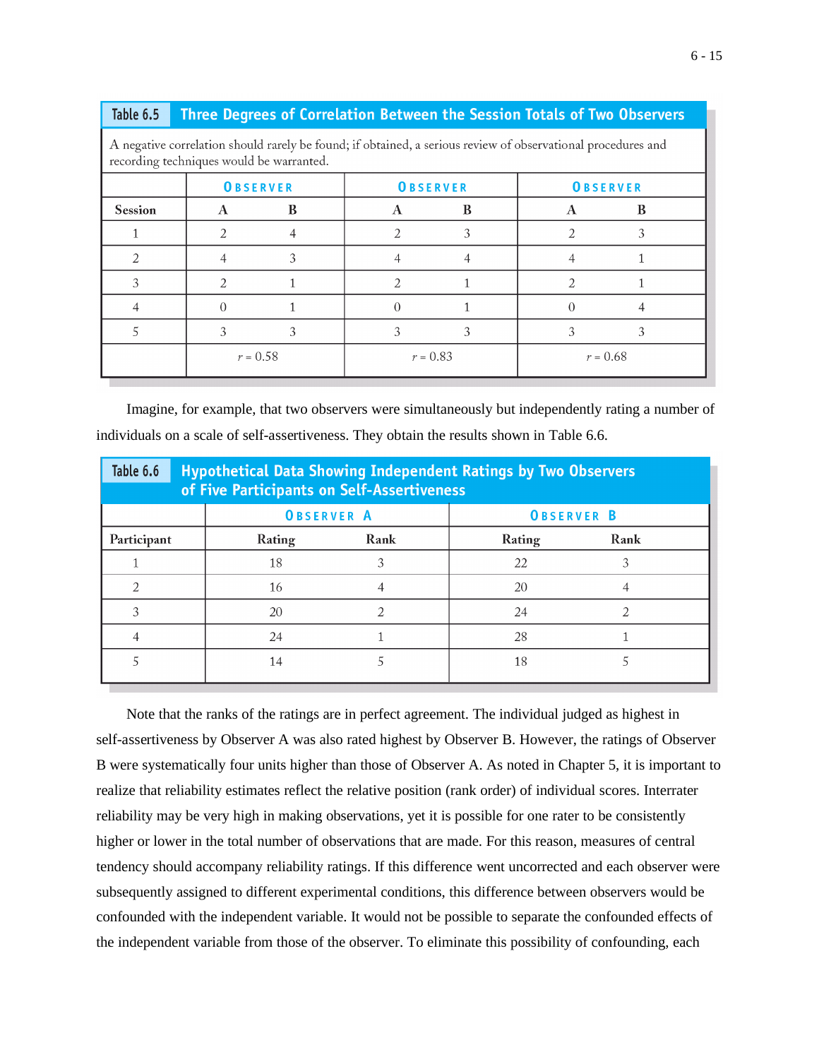**Table 6.5 Three Degrees of Correlation Between the Session Totals of Two Observers**

A negative correlation should rarely be found; if obtained, a serious review of observational procedures and recording techniques would be warranted.

| | Observer | | Observer | | Observer | |
|---|---|---|---|---|---|---|
| Session | A | B | A | B | A | B |
| 1 | 2 | 4 | 2 | 3 | 2 | 3 |
| 2 | 4 | 3 | 4 | 4 | 4 | 1 |
| 3 | 2 | 1 | 2 | 1 | 2 | 1 |
| 4 | 0 | 1 | 0 | 1 | 0 | 4 |
| 5 | 3 | 3 | 3 | 3 | 3 | 3 |
| | $r = 0.58$ | | $r = 0.83$ | | $r = 0.68$ | |

Imagine, for example, that two observers were simultaneously but independently rating a number of individuals on a scale of self-assertiveness. They obtain the results shown in Table 6.6.

**Table 6.6 Hypothetical Data Showing Independent Ratings by Two Observers of Five Participants on Self-Assertiveness**

| | Observer A | | Observer B | |
|---|---|---|---|---|
| Participant | Rating | Rank | Rating | Rank |
| 1 | 18 | 3 | 22 | 3 |
| 2 | 16 | 4 | 20 | 4 |
| 3 | 20 | 2 | 24 | 2 |
| 4 | 24 | 1 | 28 | 1 |
| 5 | 14 | 5 | 18 | 5 |

Note that the ranks of the ratings are in perfect agreement. The individual judged as highest in self-assertiveness by Observer A was also rated highest by Observer B. However, the ratings of Observer B were systematically four units higher than those of Observer A. As noted in Chapter 5, it is important to realize that reliability estimates reflect the relative position (rank order) of individual scores. Interrater reliability may be very high in making observations, yet it is possible for one rater to be consistently higher or lower in the total number of observations that are made. For this reason, measures of central tendency should accompany reliability ratings. If this difference went uncorrected and each observer were subsequently assigned to different experimental conditions, this difference between observers would be confounded with the independent variable. It would not be possible to separate the confounded effects of the independent variable from those of the observer. To eliminate this possibility of confounding, each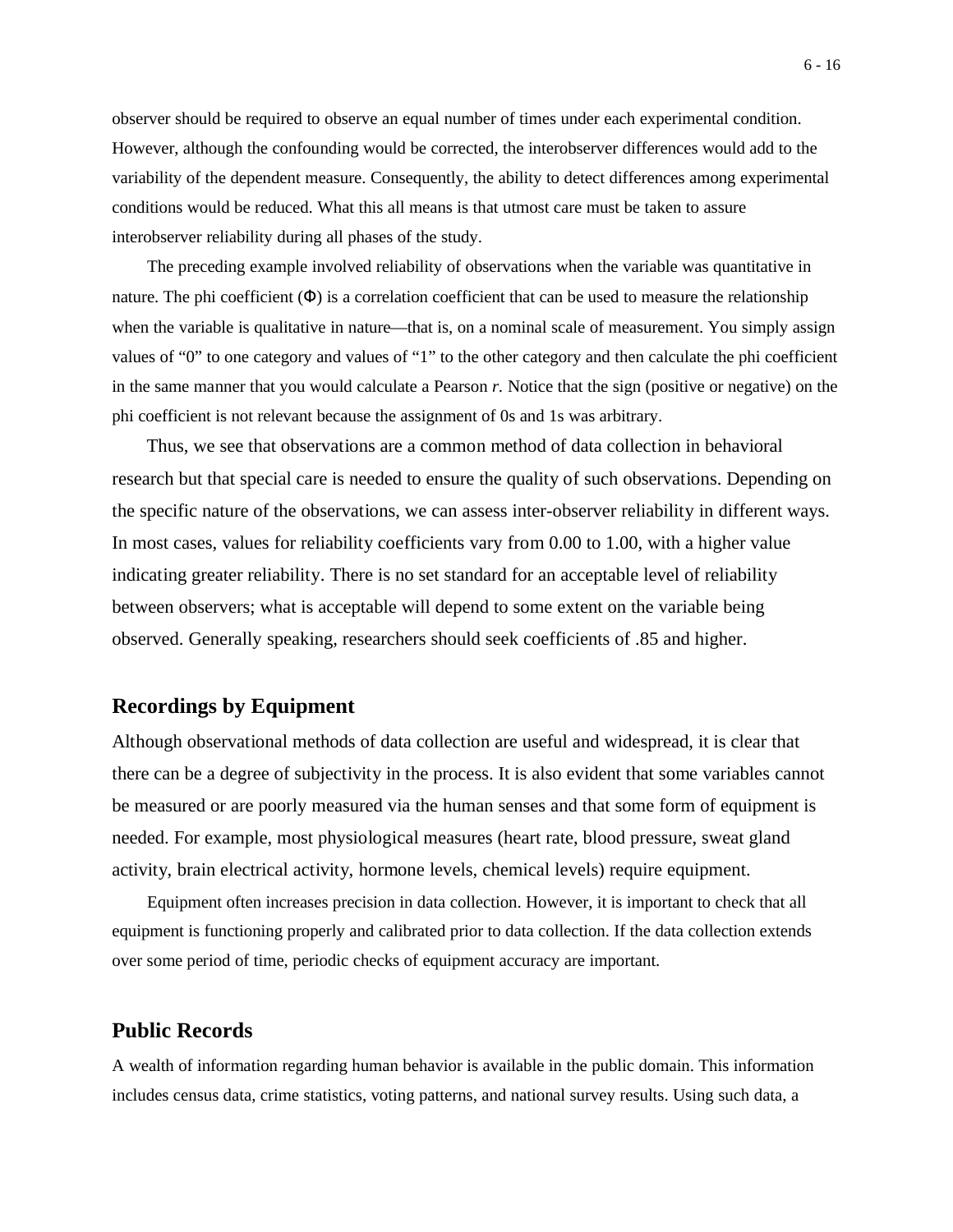observer should be required to observe an equal number of times under each experimental condition. However, although the confounding would be corrected, the interobserver differences would add to the variability of the dependent measure. Consequently, the ability to detect differences among experimental conditions would be reduced. What this all means is that utmost care must be taken to assure interobserver reliability during all phases of the study.

The preceding example involved reliability of observations when the variable was quantitative in nature. The phi coefficient ($\Phi$) is a correlation coefficient that can be used to measure the relationship when the variable is qualitative in nature—that is, on a nominal scale of measurement. You simply assign values of "0" to one category and values of "1" to the other category and then calculate the phi coefficient in the same manner that you would calculate a Pearson *r*. Notice that the sign (positive or negative) on the phi coefficient is not relevant because the assignment of 0s and 1s was arbitrary.

Thus, we see that observations are a common method of data collection in behavioral research but that special care is needed to ensure the quality of such observations. Depending on the specific nature of the observations, we can assess inter-observer reliability in different ways. In most cases, values for reliability coefficients vary from 0.00 to 1.00, with a higher value indicating greater reliability. There is no set standard for an acceptable level of reliability between observers; what is acceptable will depend to some extent on the variable being observed. Generally speaking, researchers should seek coefficients of .85 and higher.

## Recordings by Equipment

Although observational methods of data collection are useful and widespread, it is clear that there can be a degree of subjectivity in the process. It is also evident that some variables cannot be measured or are poorly measured via the human senses and that some form of equipment is needed. For example, most physiological measures (heart rate, blood pressure, sweat gland activity, brain electrical activity, hormone levels, chemical levels) require equipment.

Equipment often increases precision in data collection. However, it is important to check that all equipment is functioning properly and calibrated prior to data collection. If the data collection extends over some period of time, periodic checks of equipment accuracy are important.

## Public Records

A wealth of information regarding human behavior is available in the public domain. This information includes census data, crime statistics, voting patterns, and national survey results. Using such data, a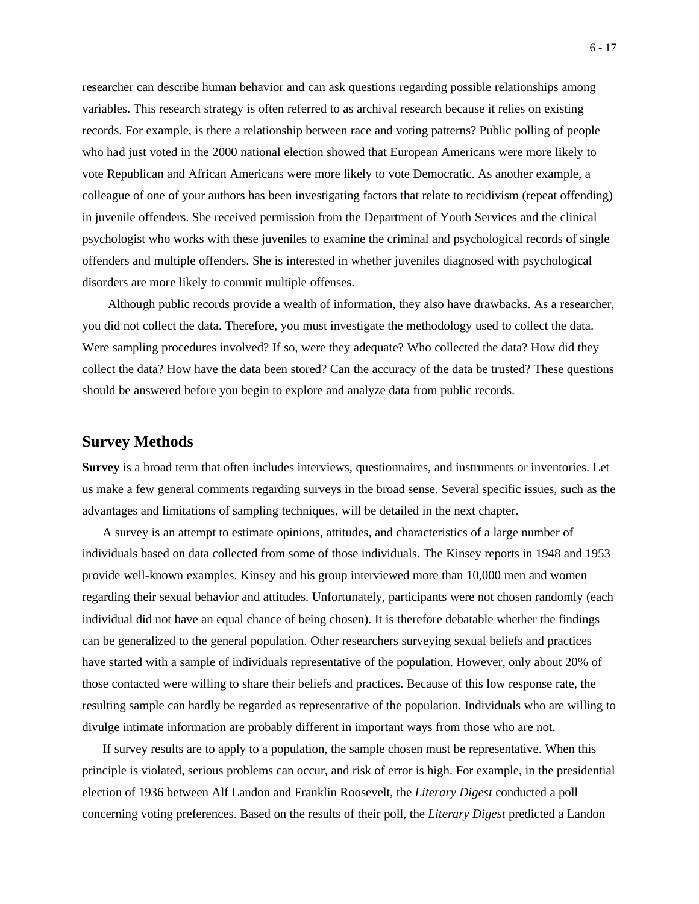researcher can describe human behavior and can ask questions regarding possible relationships among variables. This research strategy is often referred to as archival research because it relies on existing records. For example, is there a relationship between race and voting patterns? Public polling of people who had just voted in the 2000 national election showed that European Americans were more likely to vote Republican and African Americans were more likely to vote Democratic. As another example, a colleague of one of your authors has been investigating factors that relate to recidivism (repeat offending) in juvenile offenders. She received permission from the Department of Youth Services and the clinical psychologist who works with these juveniles to examine the criminal and psychological records of single offenders and multiple offenders. She is interested in whether juveniles diagnosed with psychological disorders are more likely to commit multiple offenses.

Although public records provide a wealth of information, they also have drawbacks. As a researcher, you did not collect the data. Therefore, you must investigate the methodology used to collect the data. Were sampling procedures involved? If so, were they adequate? Who collected the data? How did they collect the data? How have the data been stored? Can the accuracy of the data be trusted? These questions should be answered before you begin to explore and analyze data from public records.

## Survey Methods

**Survey** is a broad term that often includes interviews, questionnaires, and instruments or inventories. Let us make a few general comments regarding surveys in the broad sense. Several specific issues, such as the advantages and limitations of sampling techniques, will be detailed in the next chapter.

A survey is an attempt to estimate opinions, attitudes, and characteristics of a large number of individuals based on data collected from some of those individuals. The Kinsey reports in 1948 and 1953 provide well-known examples. Kinsey and his group interviewed more than 10,000 men and women regarding their sexual behavior and attitudes. Unfortunately, participants were not chosen randomly (each individual did not have an equal chance of being chosen). It is therefore debatable whether the findings can be generalized to the general population. Other researchers surveying sexual beliefs and practices have started with a sample of individuals representative of the population. However, only about 20% of those contacted were willing to share their beliefs and practices. Because of this low response rate, the resulting sample can hardly be regarded as representative of the population. Individuals who are willing to divulge intimate information are probably different in important ways from those who are not.

If survey results are to apply to a population, the sample chosen must be representative. When this principle is violated, serious problems can occur, and risk of error is high. For example, in the presidential election of 1936 between Alf Landon and Franklin Roosevelt, the *Literary Digest* conducted a poll concerning voting preferences. Based on the results of their poll, the *Literary Digest* predicted a Landon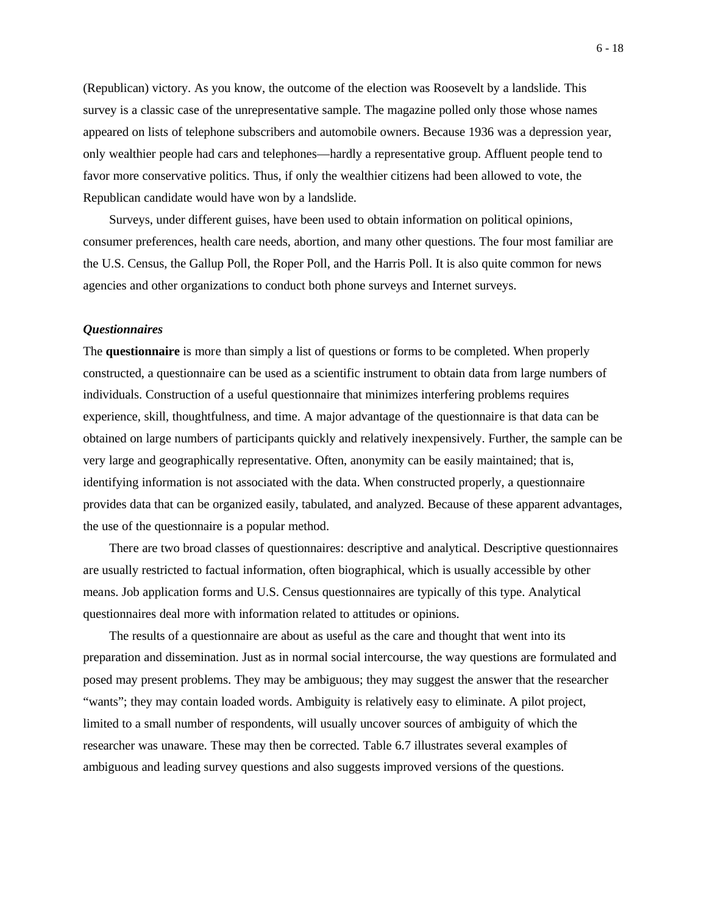(Republican) victory. As you know, the outcome of the election was Roosevelt by a landslide. This survey is a classic case of the unrepresentative sample. The magazine polled only those whose names appeared on lists of telephone subscribers and automobile owners. Because 1936 was a depression year, only wealthier people had cars and telephones—hardly a representative group. Affluent people tend to favor more conservative politics. Thus, if only the wealthier citizens had been allowed to vote, the Republican candidate would have won by a landslide.

Surveys, under different guises, have been used to obtain information on political opinions, consumer preferences, health care needs, abortion, and many other questions. The four most familiar are the U.S. Census, the Gallup Poll, the Roper Poll, and the Harris Poll. It is also quite common for news agencies and other organizations to conduct both phone surveys and Internet surveys.

### *Questionnaires*

The **questionnaire** is more than simply a list of questions or forms to be completed. When properly constructed, a questionnaire can be used as a scientific instrument to obtain data from large numbers of individuals. Construction of a useful questionnaire that minimizes interfering problems requires experience, skill, thoughtfulness, and time. A major advantage of the questionnaire is that data can be obtained on large numbers of participants quickly and relatively inexpensively. Further, the sample can be very large and geographically representative. Often, anonymity can be easily maintained; that is, identifying information is not associated with the data. When constructed properly, a questionnaire provides data that can be organized easily, tabulated, and analyzed. Because of these apparent advantages, the use of the questionnaire is a popular method.

There are two broad classes of questionnaires: descriptive and analytical. Descriptive questionnaires are usually restricted to factual information, often biographical, which is usually accessible by other means. Job application forms and U.S. Census questionnaires are typically of this type. Analytical questionnaires deal more with information related to attitudes or opinions.

The results of a questionnaire are about as useful as the care and thought that went into its preparation and dissemination. Just as in normal social intercourse, the way questions are formulated and posed may present problems. They may be ambiguous; they may suggest the answer that the researcher "wants"; they may contain loaded words. Ambiguity is relatively easy to eliminate. A pilot project, limited to a small number of respondents, will usually uncover sources of ambiguity of which the researcher was unaware. These may then be corrected. Table 6.7 illustrates several examples of ambiguous and leading survey questions and also suggests improved versions of the questions.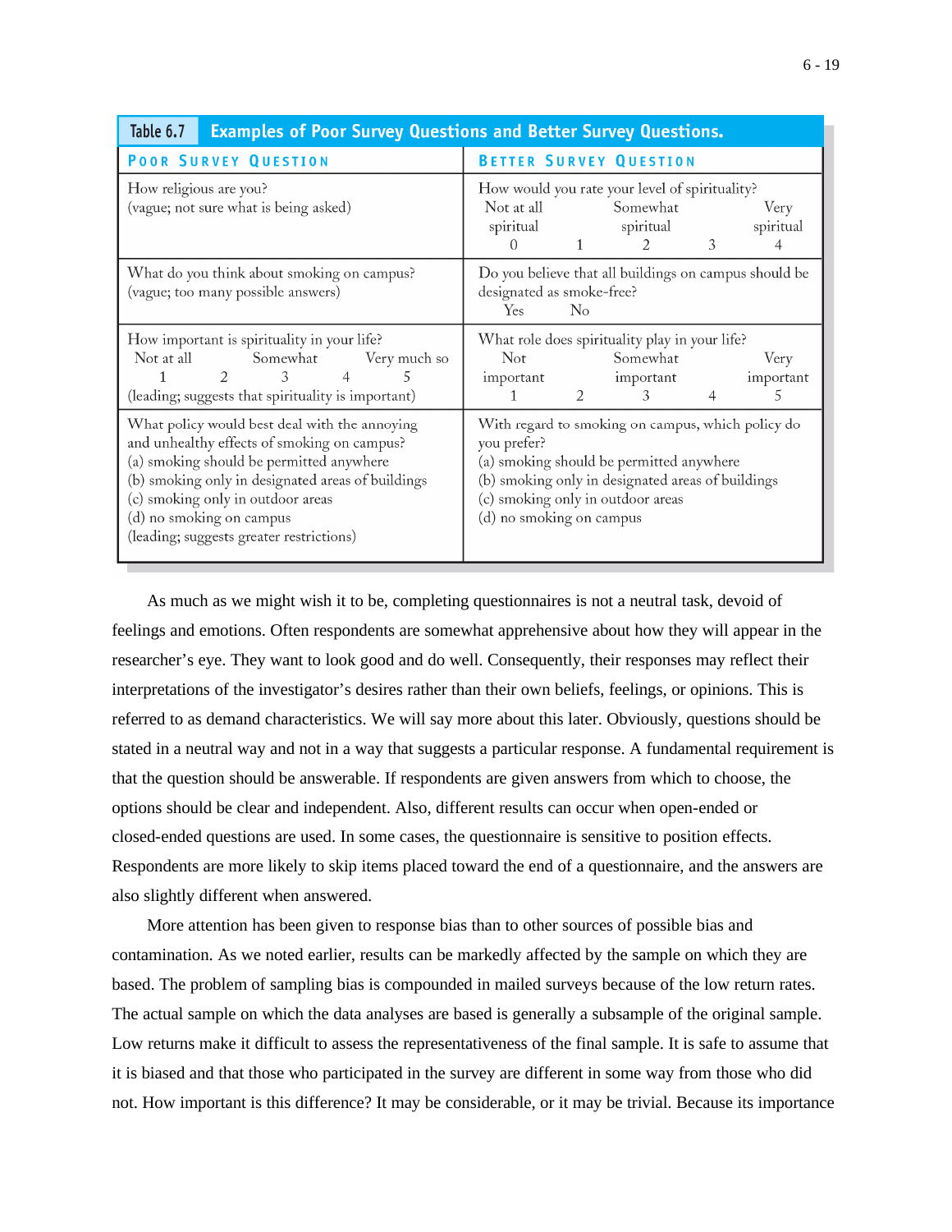**Table 6.7 Examples of Poor Survey Questions and Better Survey Questions.**

| Poor Survey Question | Better Survey Question |
|---|---|
| How religious are you? (vague; not sure what is being asked) | How would you rate your level of spirituality? Not at all spiritual 0 — 1 — Somewhat spiritual 2 — 3 — Very spiritual 4 |
| What do you think about smoking on campus? (vague; too many possible answers) | Do you believe that all buildings on campus should be designated as smoke-free? Yes No |
| How important is spirituality in your life? Not at all 1 — 2 — Somewhat 3 — 4 — Very much so 5 (leading; suggests that spirituality is important) | What role does spirituality play in your life? Not important 1 — 2 — Somewhat important 3 — 4 — Very important 5 |
| What policy would best deal with the annoying and unhealthy effects of smoking on campus? (a) smoking should be permitted anywhere (b) smoking only in designated areas of buildings (c) smoking only in outdoor areas (d) no smoking on campus (leading; suggests greater restrictions) | With regard to smoking on campus, which policy do you prefer? (a) smoking should be permitted anywhere (b) smoking only in designated areas of buildings (c) smoking only in outdoor areas (d) no smoking on campus |

As much as we might wish it to be, completing questionnaires is not a neutral task, devoid of feelings and emotions. Often respondents are somewhat apprehensive about how they will appear in the researcher's eye. They want to look good and do well. Consequently, their responses may reflect their interpretations of the investigator's desires rather than their own beliefs, feelings, or opinions. This is referred to as demand characteristics. We will say more about this later. Obviously, questions should be stated in a neutral way and not in a way that suggests a particular response. A fundamental requirement is that the question should be answerable. If respondents are given answers from which to choose, the options should be clear and independent. Also, different results can occur when open-ended or closed-ended questions are used. In some cases, the questionnaire is sensitive to position effects. Respondents are more likely to skip items placed toward the end of a questionnaire, and the answers are also slightly different when answered.

More attention has been given to response bias than to other sources of possible bias and contamination. As we noted earlier, results can be markedly affected by the sample on which they are based. The problem of sampling bias is compounded in mailed surveys because of the low return rates. The actual sample on which the data analyses are based is generally a subsample of the original sample. Low returns make it difficult to assess the representativeness of the final sample. It is safe to assume that it is biased and that those who participated in the survey are different in some way from those who did not. How important is this difference? It may be considerable, or it may be trivial. Because its importance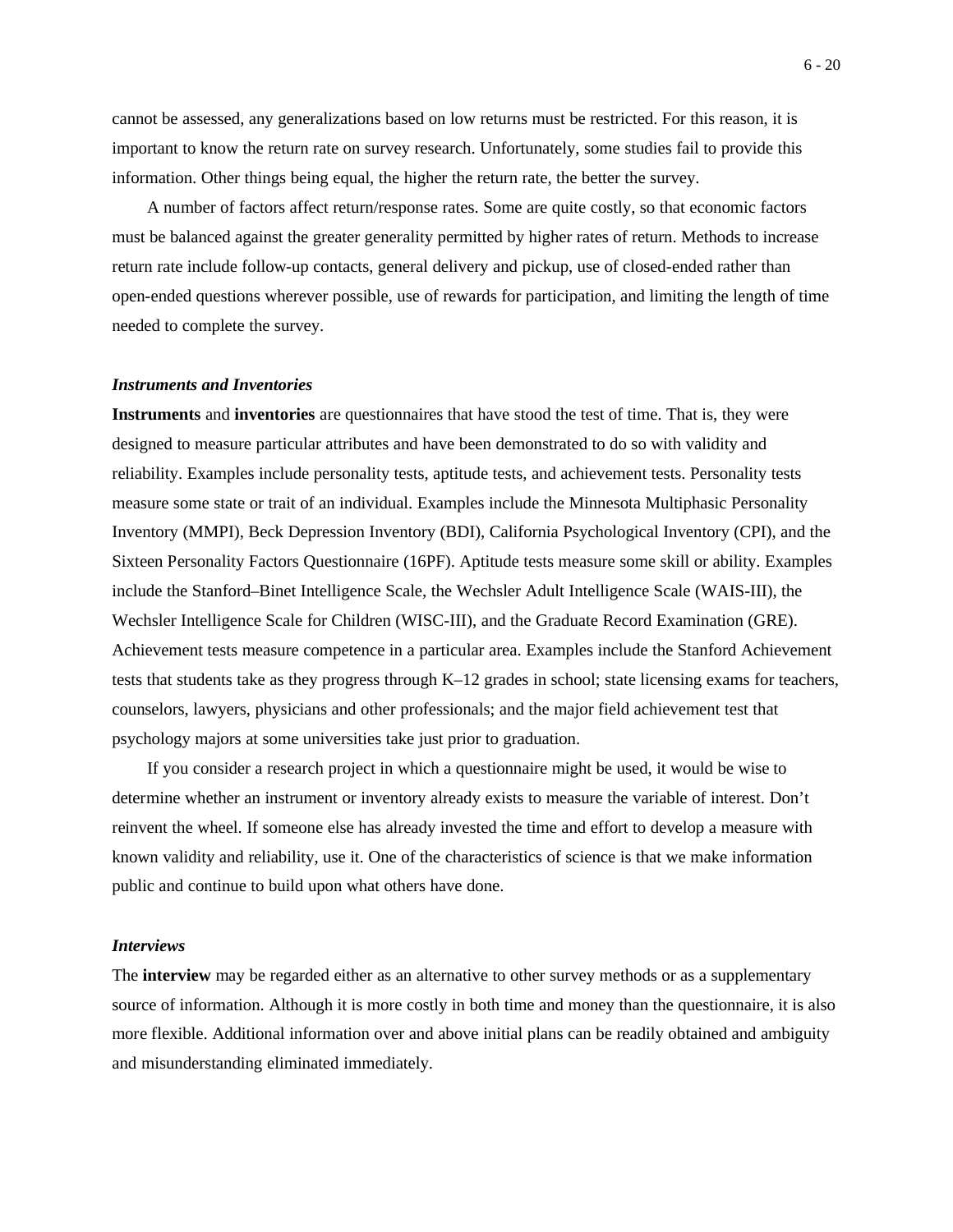cannot be assessed, any generalizations based on low returns must be restricted. For this reason, it is important to know the return rate on survey research. Unfortunately, some studies fail to provide this information. Other things being equal, the higher the return rate, the better the survey.

A number of factors affect return/response rates. Some are quite costly, so that economic factors must be balanced against the greater generality permitted by higher rates of return. Methods to increase return rate include follow-up contacts, general delivery and pickup, use of closed-ended rather than open-ended questions wherever possible, use of rewards for participation, and limiting the length of time needed to complete the survey.

### *Instruments and Inventories*

**Instruments** and **inventories** are questionnaires that have stood the test of time. That is, they were designed to measure particular attributes and have been demonstrated to do so with validity and reliability. Examples include personality tests, aptitude tests, and achievement tests. Personality tests measure some state or trait of an individual. Examples include the Minnesota Multiphasic Personality Inventory (MMPI), Beck Depression Inventory (BDI), California Psychological Inventory (CPI), and the Sixteen Personality Factors Questionnaire (16PF). Aptitude tests measure some skill or ability. Examples include the Stanford–Binet Intelligence Scale, the Wechsler Adult Intelligence Scale (WAIS-III), the Wechsler Intelligence Scale for Children (WISC-III), and the Graduate Record Examination (GRE). Achievement tests measure competence in a particular area. Examples include the Stanford Achievement tests that students take as they progress through K–12 grades in school; state licensing exams for teachers, counselors, lawyers, physicians and other professionals; and the major field achievement test that psychology majors at some universities take just prior to graduation.

If you consider a research project in which a questionnaire might be used, it would be wise to determine whether an instrument or inventory already exists to measure the variable of interest. Don't reinvent the wheel. If someone else has already invested the time and effort to develop a measure with known validity and reliability, use it. One of the characteristics of science is that we make information public and continue to build upon what others have done.

### *Interviews*

The **interview** may be regarded either as an alternative to other survey methods or as a supplementary source of information. Although it is more costly in both time and money than the questionnaire, it is also more flexible. Additional information over and above initial plans can be readily obtained and ambiguity and misunderstanding eliminated immediately.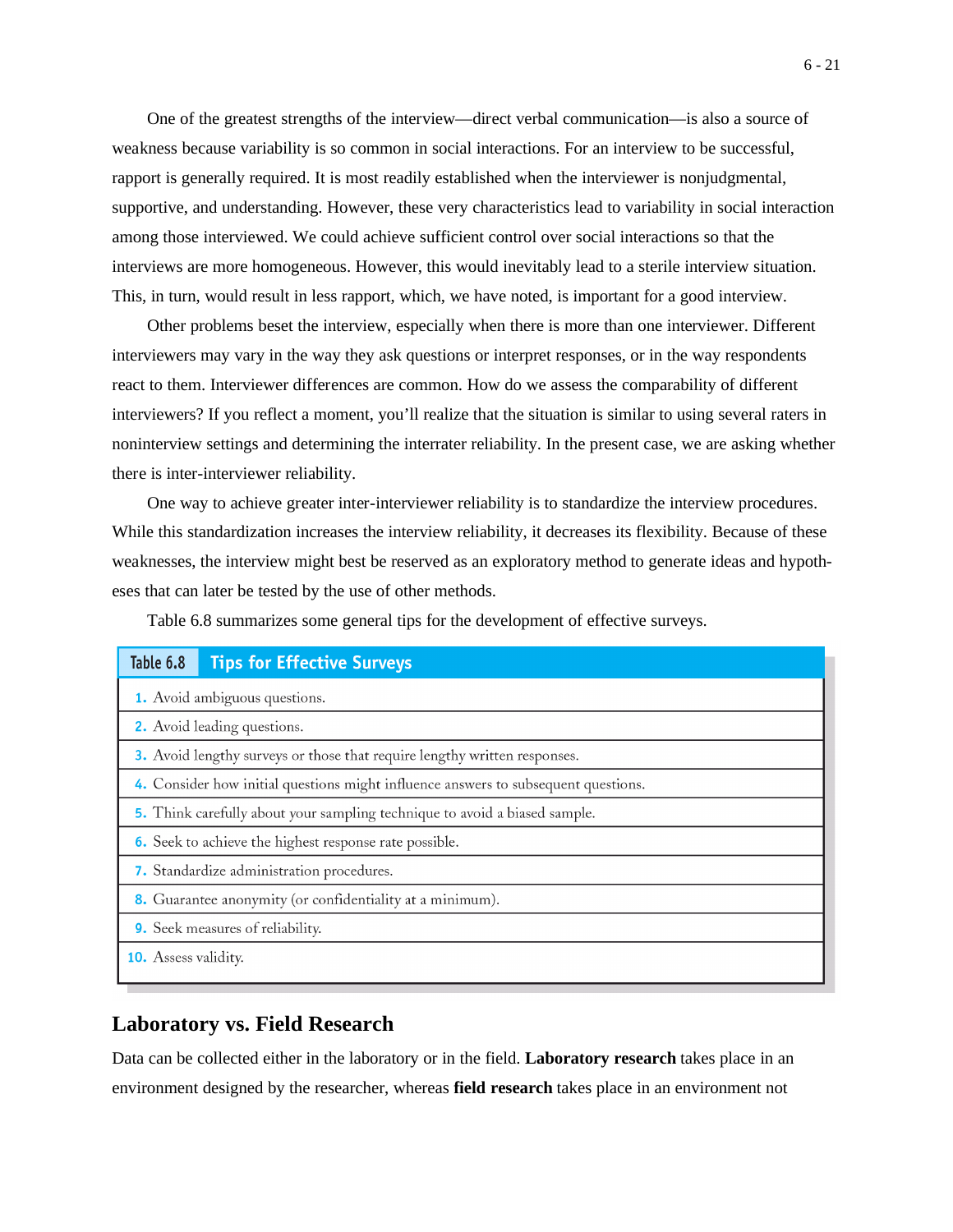One of the greatest strengths of the interview—direct verbal communication—is also a source of weakness because variability is so common in social interactions. For an interview to be successful, rapport is generally required. It is most readily established when the interviewer is nonjudgmental, supportive, and understanding. However, these very characteristics lead to variability in social interaction among those interviewed. We could achieve sufficient control over social interactions so that the interviews are more homogeneous. However, this would inevitably lead to a sterile interview situation. This, in turn, would result in less rapport, which, we have noted, is important for a good interview.

Other problems beset the interview, especially when there is more than one interviewer. Different interviewers may vary in the way they ask questions or interpret responses, or in the way respondents react to them. Interviewer differences are common. How do we assess the comparability of different interviewers? If you reflect a moment, you'll realize that the situation is similar to using several raters in noninterview settings and determining the interrater reliability. In the present case, we are asking whether there is inter-interviewer reliability.

One way to achieve greater inter-interviewer reliability is to standardize the interview procedures. While this standardization increases the interview reliability, it decreases its flexibility. Because of these weaknesses, the interview might best be reserved as an exploratory method to generate ideas and hypotheses that can later be tested by the use of other methods.

Table 6.8 summarizes some general tips for the development of effective surveys.

| Table 6.8 Tips for Effective Surveys |
|---|
| 1. Avoid ambiguous questions. |
| 2. Avoid leading questions. |
| 3. Avoid lengthy surveys or those that require lengthy written responses. |
| 4. Consider how initial questions might influence answers to subsequent questions. |
| 5. Think carefully about your sampling technique to avoid a biased sample. |
| 6. Seek to achieve the highest response rate possible. |
| 7. Standardize administration procedures. |
| 8. Guarantee anonymity (or confidentiality at a minimum). |
| 9. Seek measures of reliability. |
| 10. Assess validity. |

## Laboratory vs. Field Research

Data can be collected either in the laboratory or in the field. **Laboratory research** takes place in an environment designed by the researcher, whereas **field research** takes place in an environment not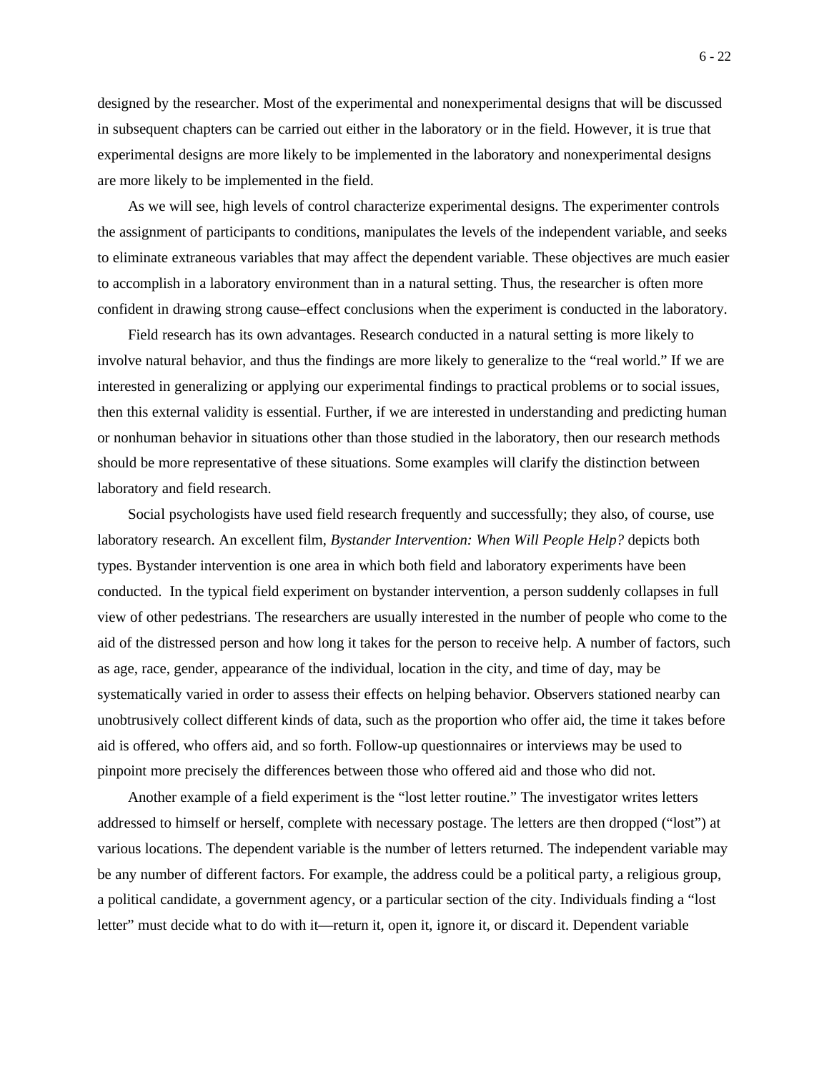designed by the researcher. Most of the experimental and nonexperimental designs that will be discussed in subsequent chapters can be carried out either in the laboratory or in the field. However, it is true that experimental designs are more likely to be implemented in the laboratory and nonexperimental designs are more likely to be implemented in the field.

As we will see, high levels of control characterize experimental designs. The experimenter controls the assignment of participants to conditions, manipulates the levels of the independent variable, and seeks to eliminate extraneous variables that may affect the dependent variable. These objectives are much easier to accomplish in a laboratory environment than in a natural setting. Thus, the researcher is often more confident in drawing strong cause–effect conclusions when the experiment is conducted in the laboratory.

Field research has its own advantages. Research conducted in a natural setting is more likely to involve natural behavior, and thus the findings are more likely to generalize to the "real world." If we are interested in generalizing or applying our experimental findings to practical problems or to social issues, then this external validity is essential. Further, if we are interested in understanding and predicting human or nonhuman behavior in situations other than those studied in the laboratory, then our research methods should be more representative of these situations. Some examples will clarify the distinction between laboratory and field research.

Social psychologists have used field research frequently and successfully; they also, of course, use laboratory research. An excellent film, *Bystander Intervention: When Will People Help?* depicts both types. Bystander intervention is one area in which both field and laboratory experiments have been conducted. In the typical field experiment on bystander intervention, a person suddenly collapses in full view of other pedestrians. The researchers are usually interested in the number of people who come to the aid of the distressed person and how long it takes for the person to receive help. A number of factors, such as age, race, gender, appearance of the individual, location in the city, and time of day, may be systematically varied in order to assess their effects on helping behavior. Observers stationed nearby can unobtrusively collect different kinds of data, such as the proportion who offer aid, the time it takes before aid is offered, who offers aid, and so forth. Follow-up questionnaires or interviews may be used to pinpoint more precisely the differences between those who offered aid and those who did not.

Another example of a field experiment is the "lost letter routine." The investigator writes letters addressed to himself or herself, complete with necessary postage. The letters are then dropped ("lost") at various locations. The dependent variable is the number of letters returned. The independent variable may be any number of different factors. For example, the address could be a political party, a religious group, a political candidate, a government agency, or a particular section of the city. Individuals finding a "lost letter" must decide what to do with it—return it, open it, ignore it, or discard it. Dependent variable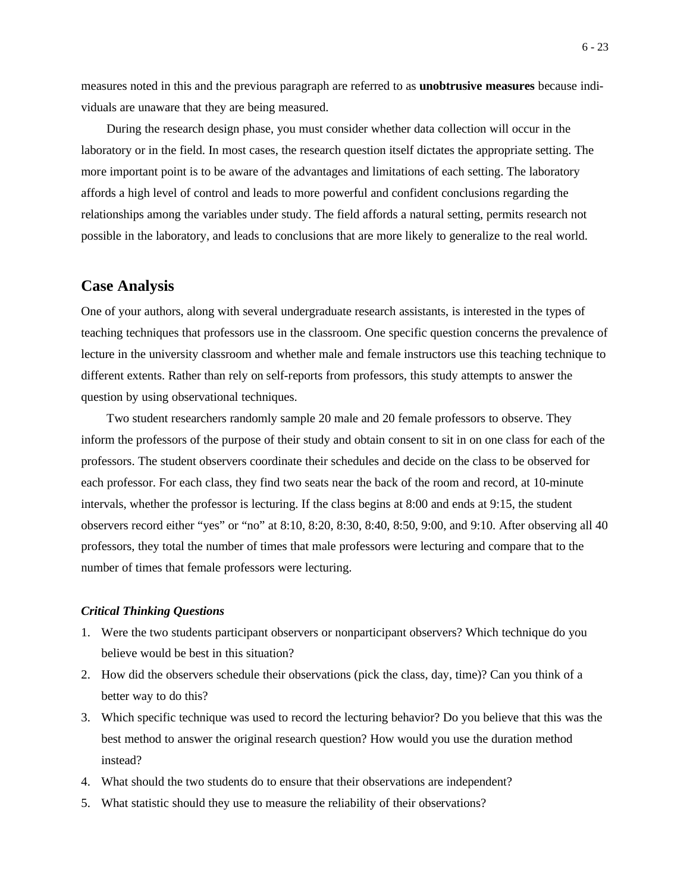measures noted in this and the previous paragraph are referred to as **unobtrusive measures** because individuals are unaware that they are being measured.

During the research design phase, you must consider whether data collection will occur in the laboratory or in the field. In most cases, the research question itself dictates the appropriate setting. The more important point is to be aware of the advantages and limitations of each setting. The laboratory affords a high level of control and leads to more powerful and confident conclusions regarding the relationships among the variables under study. The field affords a natural setting, permits research not possible in the laboratory, and leads to conclusions that are more likely to generalize to the real world.

## Case Analysis

One of your authors, along with several undergraduate research assistants, is interested in the types of teaching techniques that professors use in the classroom. One specific question concerns the prevalence of lecture in the university classroom and whether male and female instructors use this teaching technique to different extents. Rather than rely on self-reports from professors, this study attempts to answer the question by using observational techniques.

Two student researchers randomly sample 20 male and 20 female professors to observe. They inform the professors of the purpose of their study and obtain consent to sit in on one class for each of the professors. The student observers coordinate their schedules and decide on the class to be observed for each professor. For each class, they find two seats near the back of the room and record, at 10-minute intervals, whether the professor is lecturing. If the class begins at 8:00 and ends at 9:15, the student observers record either "yes" or "no" at 8:10, 8:20, 8:30, 8:40, 8:50, 9:00, and 9:10. After observing all 40 professors, they total the number of times that male professors were lecturing and compare that to the number of times that female professors were lecturing.

### *Critical Thinking Questions*

1. Were the two students participant observers or nonparticipant observers? Which technique do you believe would be best in this situation?
2. How did the observers schedule their observations (pick the class, day, time)? Can you think of a better way to do this?
3. Which specific technique was used to record the lecturing behavior? Do you believe that this was the best method to answer the original research question? How would you use the duration method instead?
4. What should the two students do to ensure that their observations are independent?
5. What statistic should they use to measure the reliability of their observations?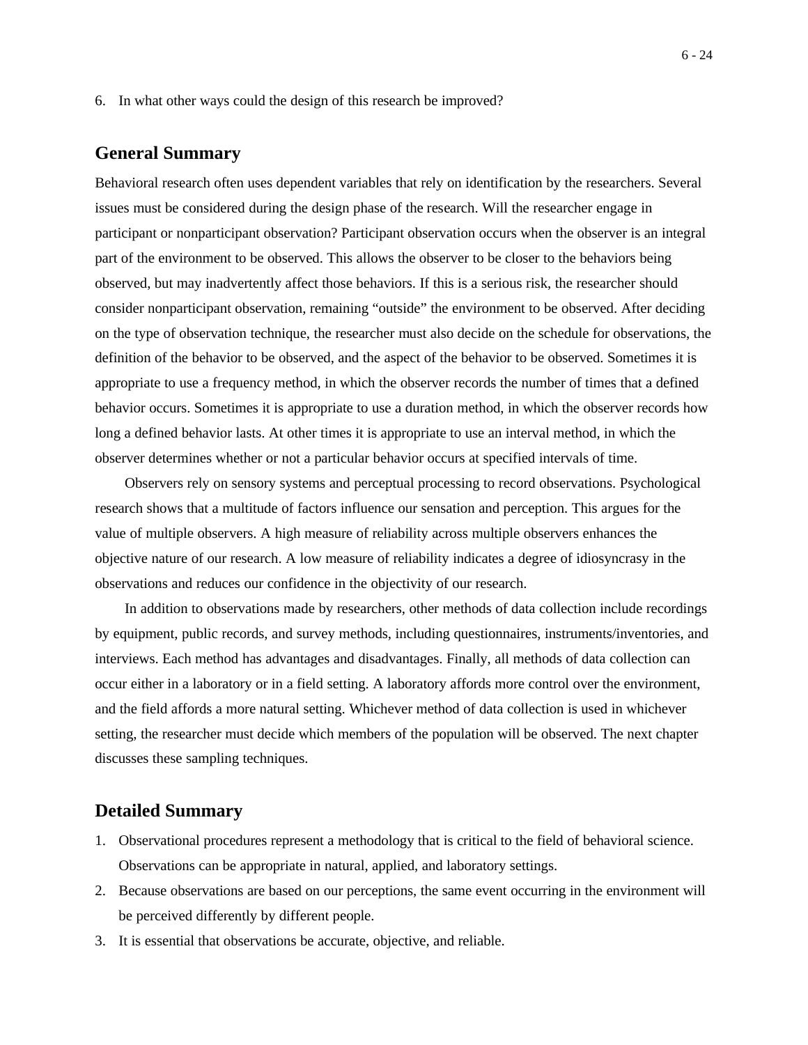6. In what other ways could the design of this research be improved?

## General Summary

Behavioral research often uses dependent variables that rely on identification by the researchers. Several issues must be considered during the design phase of the research. Will the researcher engage in participant or nonparticipant observation? Participant observation occurs when the observer is an integral part of the environment to be observed. This allows the observer to be closer to the behaviors being observed, but may inadvertently affect those behaviors. If this is a serious risk, the researcher should consider nonparticipant observation, remaining "outside" the environment to be observed. After deciding on the type of observation technique, the researcher must also decide on the schedule for observations, the definition of the behavior to be observed, and the aspect of the behavior to be observed. Sometimes it is appropriate to use a frequency method, in which the observer records the number of times that a defined behavior occurs. Sometimes it is appropriate to use a duration method, in which the observer records how long a defined behavior lasts. At other times it is appropriate to use an interval method, in which the observer determines whether or not a particular behavior occurs at specified intervals of time.

Observers rely on sensory systems and perceptual processing to record observations. Psychological research shows that a multitude of factors influence our sensation and perception. This argues for the value of multiple observers. A high measure of reliability across multiple observers enhances the objective nature of our research. A low measure of reliability indicates a degree of idiosyncrasy in the observations and reduces our confidence in the objectivity of our research.

In addition to observations made by researchers, other methods of data collection include recordings by equipment, public records, and survey methods, including questionnaires, instruments/inventories, and interviews. Each method has advantages and disadvantages. Finally, all methods of data collection can occur either in a laboratory or in a field setting. A laboratory affords more control over the environment, and the field affords a more natural setting. Whichever method of data collection is used in whichever setting, the researcher must decide which members of the population will be observed. The next chapter discusses these sampling techniques.

## Detailed Summary

1. Observational procedures represent a methodology that is critical to the field of behavioral science. Observations can be appropriate in natural, applied, and laboratory settings.
2. Because observations are based on our perceptions, the same event occurring in the environment will be perceived differently by different people.
3. It is essential that observations be accurate, objective, and reliable.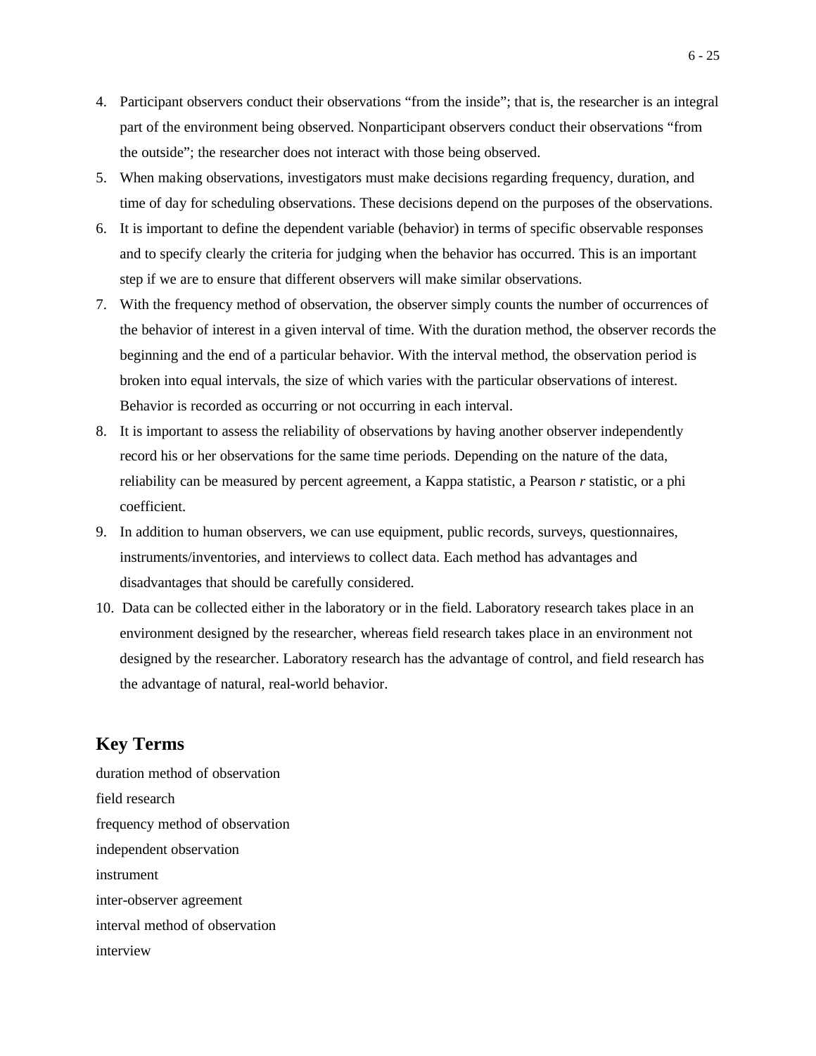4. Participant observers conduct their observations "from the inside"; that is, the researcher is an integral part of the environment being observed. Nonparticipant observers conduct their observations "from the outside"; the researcher does not interact with those being observed.
5. When making observations, investigators must make decisions regarding frequency, duration, and time of day for scheduling observations. These decisions depend on the purposes of the observations.
6. It is important to define the dependent variable (behavior) in terms of specific observable responses and to specify clearly the criteria for judging when the behavior has occurred. This is an important step if we are to ensure that different observers will make similar observations.
7. With the frequency method of observation, the observer simply counts the number of occurrences of the behavior of interest in a given interval of time. With the duration method, the observer records the beginning and the end of a particular behavior. With the interval method, the observation period is broken into equal intervals, the size of which varies with the particular observations of interest. Behavior is recorded as occurring or not occurring in each interval.
8. It is important to assess the reliability of observations by having another observer independently record his or her observations for the same time periods. Depending on the nature of the data, reliability can be measured by percent agreement, a Kappa statistic, a Pearson *r* statistic, or a phi coefficient.
9. In addition to human observers, we can use equipment, public records, surveys, questionnaires, instruments/inventories, and interviews to collect data. Each method has advantages and disadvantages that should be carefully considered.
10. Data can be collected either in the laboratory or in the field. Laboratory research takes place in an environment designed by the researcher, whereas field research takes place in an environment not designed by the researcher. Laboratory research has the advantage of control, and field research has the advantage of natural, real-world behavior.

## Key Terms

duration method of observation
field research
frequency method of observation
independent observation
instrument
inter-observer agreement
interval method of observation
interview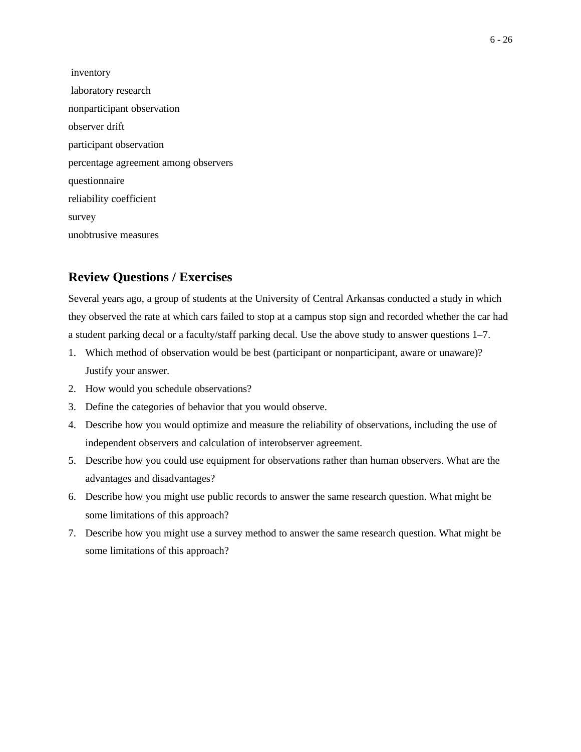inventory

laboratory research

nonparticipant observation

observer drift

participant observation

percentage agreement among observers

questionnaire

reliability coefficient

survey

unobtrusive measures

## Review Questions / Exercises

Several years ago, a group of students at the University of Central Arkansas conducted a study in which they observed the rate at which cars failed to stop at a campus stop sign and recorded whether the car had a student parking decal or a faculty/staff parking decal. Use the above study to answer questions 1–7.

1. Which method of observation would be best (participant or nonparticipant, aware or unaware)? Justify your answer.
2. How would you schedule observations?
3. Define the categories of behavior that you would observe.
4. Describe how you would optimize and measure the reliability of observations, including the use of independent observers and calculation of interobserver agreement.
5. Describe how you could use equipment for observations rather than human observers. What are the advantages and disadvantages?
6. Describe how you might use public records to answer the same research question. What might be some limitations of this approach?
7. Describe how you might use a survey method to answer the same research question. What might be some limitations of this approach?